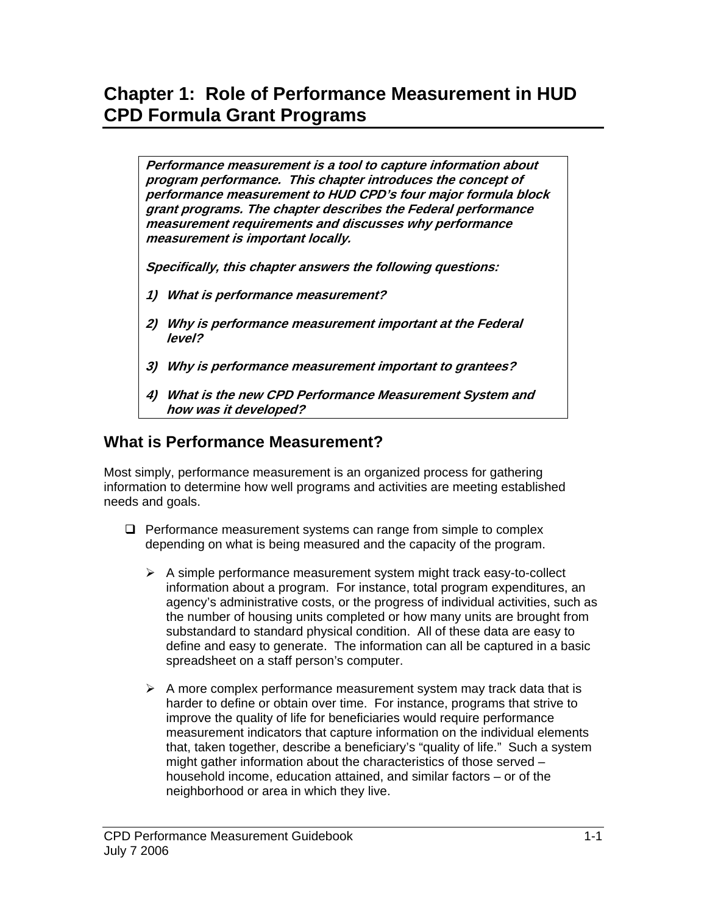# Chapter 1: Role of Performance Measurement in HUD CPD Formula Grant Programs

> ***Performance measurement is a tool to capture information about program performance. This chapter introduces the concept of performance measurement to HUD CPD's four major formula block grant programs. The chapter describes the Federal performance measurement requirements and discusses why performance measurement is important locally.***
>
> ***Specifically, this chapter answers the following questions:***
>
> 1) ***What is performance measurement?***
> 2) ***Why is performance measurement important at the Federal level?***
> 3) ***Why is performance measurement important to grantees?***
> 4) ***What is the new CPD Performance Measurement System and how was it developed?***

## What is Performance Measurement?

Most simply, performance measurement is an organized process for gathering information to determine how well programs and activities are meeting established needs and goals.

- Performance measurement systems can range from simple to complex depending on what is being measured and the capacity of the program.
  - A simple performance measurement system might track easy-to-collect information about a program. For instance, total program expenditures, an agency's administrative costs, or the progress of individual activities, such as the number of housing units completed or how many units are brought from substandard to standard physical condition. All of these data are easy to define and easy to generate. The information can all be captured in a basic spreadsheet on a staff person's computer.
  - A more complex performance measurement system may track data that is harder to define or obtain over time. For instance, programs that strive to improve the quality of life for beneficiaries would require performance measurement indicators that capture information on the individual elements that, taken together, describe a beneficiary's "quality of life." Such a system might gather information about the characteristics of those served – household income, education attained, and similar factors – or of the neighborhood or area in which they live.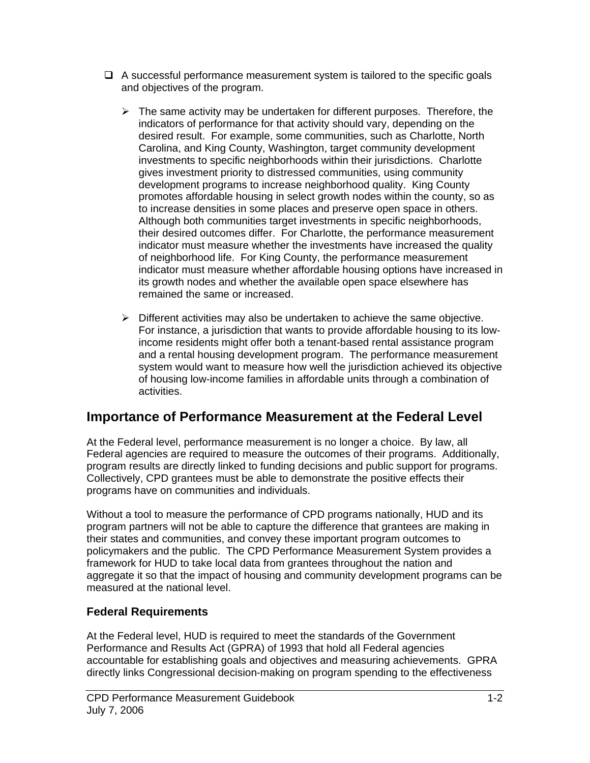- A successful performance measurement system is tailored to the specific goals and objectives of the program.

  - The same activity may be undertaken for different purposes. Therefore, the indicators of performance for that activity should vary, depending on the desired result. For example, some communities, such as Charlotte, North Carolina, and King County, Washington, target community development investments to specific neighborhoods within their jurisdictions. Charlotte gives investment priority to distressed communities, using community development programs to increase neighborhood quality. King County promotes affordable housing in select growth nodes within the county, so as to increase densities in some places and preserve open space in others. Although both communities target investments in specific neighborhoods, their desired outcomes differ. For Charlotte, the performance measurement indicator must measure whether the investments have increased the quality of neighborhood life. For King County, the performance measurement indicator must measure whether affordable housing options have increased in its growth nodes and whether the available open space elsewhere has remained the same or increased.

  - Different activities may also be undertaken to achieve the same objective. For instance, a jurisdiction that wants to provide affordable housing to its low-income residents might offer both a tenant-based rental assistance program and a rental housing development program. The performance measurement system would want to measure how well the jurisdiction achieved its objective of housing low-income families in affordable units through a combination of activities.

## Importance of Performance Measurement at the Federal Level

At the Federal level, performance measurement is no longer a choice. By law, all Federal agencies are required to measure the outcomes of their programs. Additionally, program results are directly linked to funding decisions and public support for programs. Collectively, CPD grantees must be able to demonstrate the positive effects their programs have on communities and individuals.

Without a tool to measure the performance of CPD programs nationally, HUD and its program partners will not be able to capture the difference that grantees are making in their states and communities, and convey these important program outcomes to policymakers and the public. The CPD Performance Measurement System provides a framework for HUD to take local data from grantees throughout the nation and aggregate it so that the impact of housing and community development programs can be measured at the national level.

### Federal Requirements

At the Federal level, HUD is required to meet the standards of the Government Performance and Results Act (GPRA) of 1993 that hold all Federal agencies accountable for establishing goals and objectives and measuring achievements. GPRA directly links Congressional decision-making on program spending to the effectiveness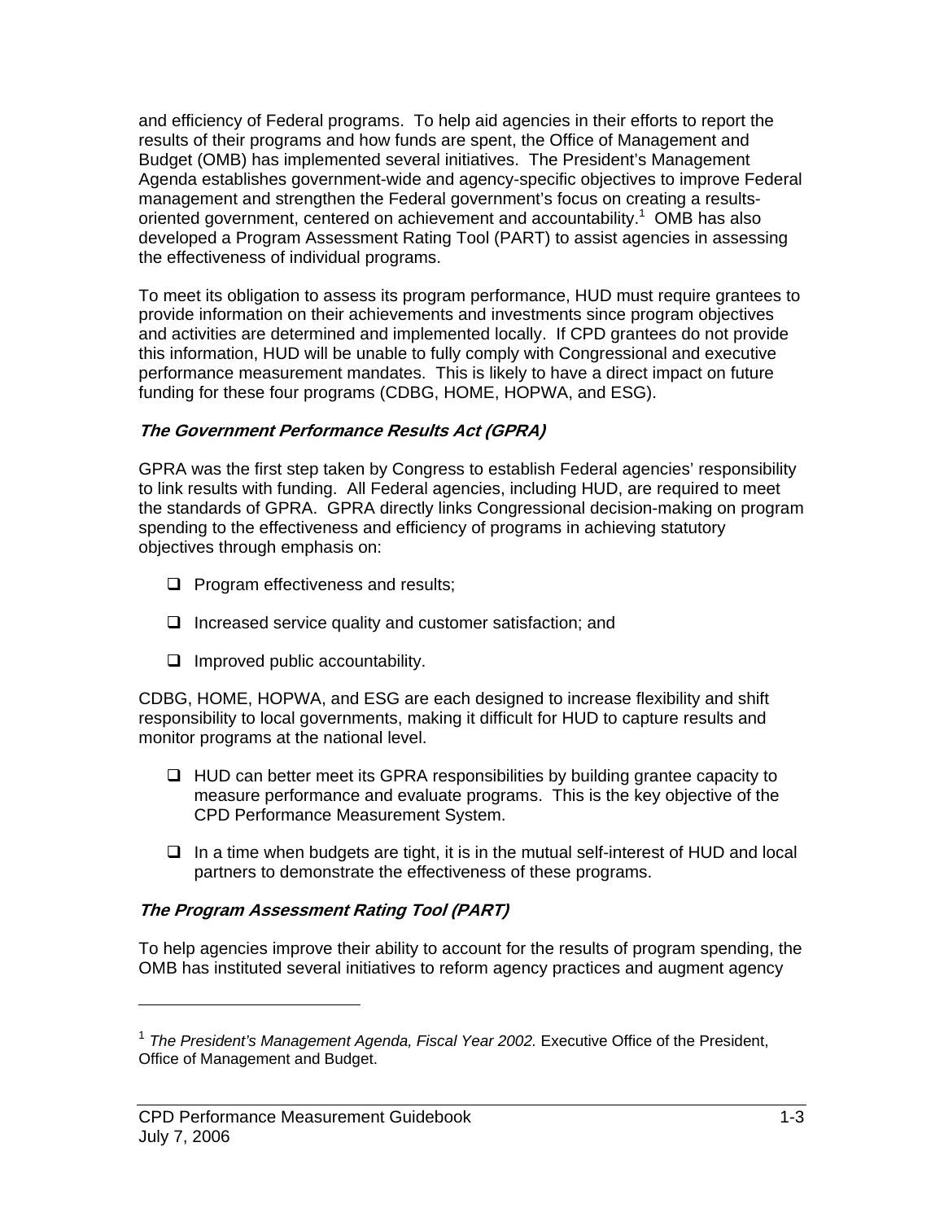and efficiency of Federal programs. To help aid agencies in their efforts to report the results of their programs and how funds are spent, the Office of Management and Budget (OMB) has implemented several initiatives. The President's Management Agenda establishes government-wide and agency-specific objectives to improve Federal management and strengthen the Federal government's focus on creating a results-oriented government, centered on achievement and accountability.[1] OMB has also developed a Program Assessment Rating Tool (PART) to assist agencies in assessing the effectiveness of individual programs.

To meet its obligation to assess its program performance, HUD must require grantees to provide information on their achievements and investments since program objectives and activities are determined and implemented locally. If CPD grantees do not provide this information, HUD will be unable to fully comply with Congressional and executive performance measurement mandates. This is likely to have a direct impact on future funding for these four programs (CDBG, HOME, HOPWA, and ESG).

### *The Government Performance Results Act (GPRA)*

GPRA was the first step taken by Congress to establish Federal agencies' responsibility to link results with funding. All Federal agencies, including HUD, are required to meet the standards of GPRA. GPRA directly links Congressional decision-making on program spending to the effectiveness and efficiency of programs in achieving statutory objectives through emphasis on:

- Program effectiveness and results;
- Increased service quality and customer satisfaction; and
- Improved public accountability.

CDBG, HOME, HOPWA, and ESG are each designed to increase flexibility and shift responsibility to local governments, making it difficult for HUD to capture results and monitor programs at the national level.

- HUD can better meet its GPRA responsibilities by building grantee capacity to measure performance and evaluate programs. This is the key objective of the CPD Performance Measurement System.
- In a time when budgets are tight, it is in the mutual self-interest of HUD and local partners to demonstrate the effectiveness of these programs.

### *The Program Assessment Rating Tool (PART)*

To help agencies improve their ability to account for the results of program spending, the OMB has instituted several initiatives to reform agency practices and augment agency

---

[1] *The President's Management Agenda, Fiscal Year 2002.* Executive Office of the President, Office of Management and Budget.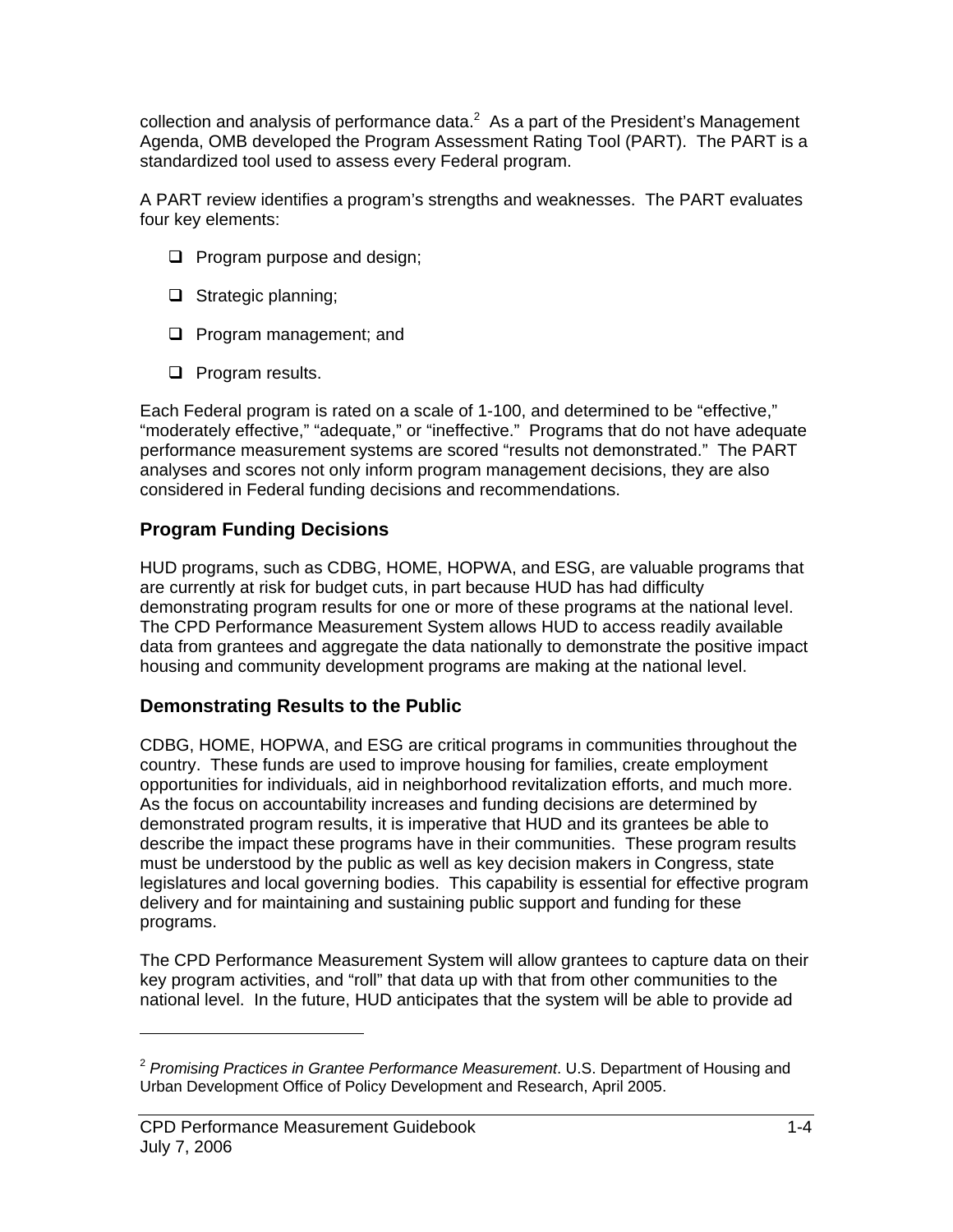collection and analysis of performance data.[2] As a part of the President's Management Agenda, OMB developed the Program Assessment Rating Tool (PART). The PART is a standardized tool used to assess every Federal program.

A PART review identifies a program's strengths and weaknesses. The PART evaluates four key elements:

- Program purpose and design;
- Strategic planning;
- Program management; and
- Program results.

Each Federal program is rated on a scale of 1-100, and determined to be "effective," "moderately effective," "adequate," or "ineffective." Programs that do not have adequate performance measurement systems are scored "results not demonstrated." The PART analyses and scores not only inform program management decisions, they are also considered in Federal funding decisions and recommendations.

### Program Funding Decisions

HUD programs, such as CDBG, HOME, HOPWA, and ESG, are valuable programs that are currently at risk for budget cuts, in part because HUD has had difficulty demonstrating program results for one or more of these programs at the national level. The CPD Performance Measurement System allows HUD to access readily available data from grantees and aggregate the data nationally to demonstrate the positive impact housing and community development programs are making at the national level.

### Demonstrating Results to the Public

CDBG, HOME, HOPWA, and ESG are critical programs in communities throughout the country. These funds are used to improve housing for families, create employment opportunities for individuals, aid in neighborhood revitalization efforts, and much more. As the focus on accountability increases and funding decisions are determined by demonstrated program results, it is imperative that HUD and its grantees be able to describe the impact these programs have in their communities. These program results must be understood by the public as well as key decision makers in Congress, state legislatures and local governing bodies. This capability is essential for effective program delivery and for maintaining and sustaining public support and funding for these programs.

The CPD Performance Measurement System will allow grantees to capture data on their key program activities, and "roll" that data up with that from other communities to the national level. In the future, HUD anticipates that the system will be able to provide ad

---

[2] *Promising Practices in Grantee Performance Measurement*. U.S. Department of Housing and Urban Development Office of Policy Development and Research, April 2005.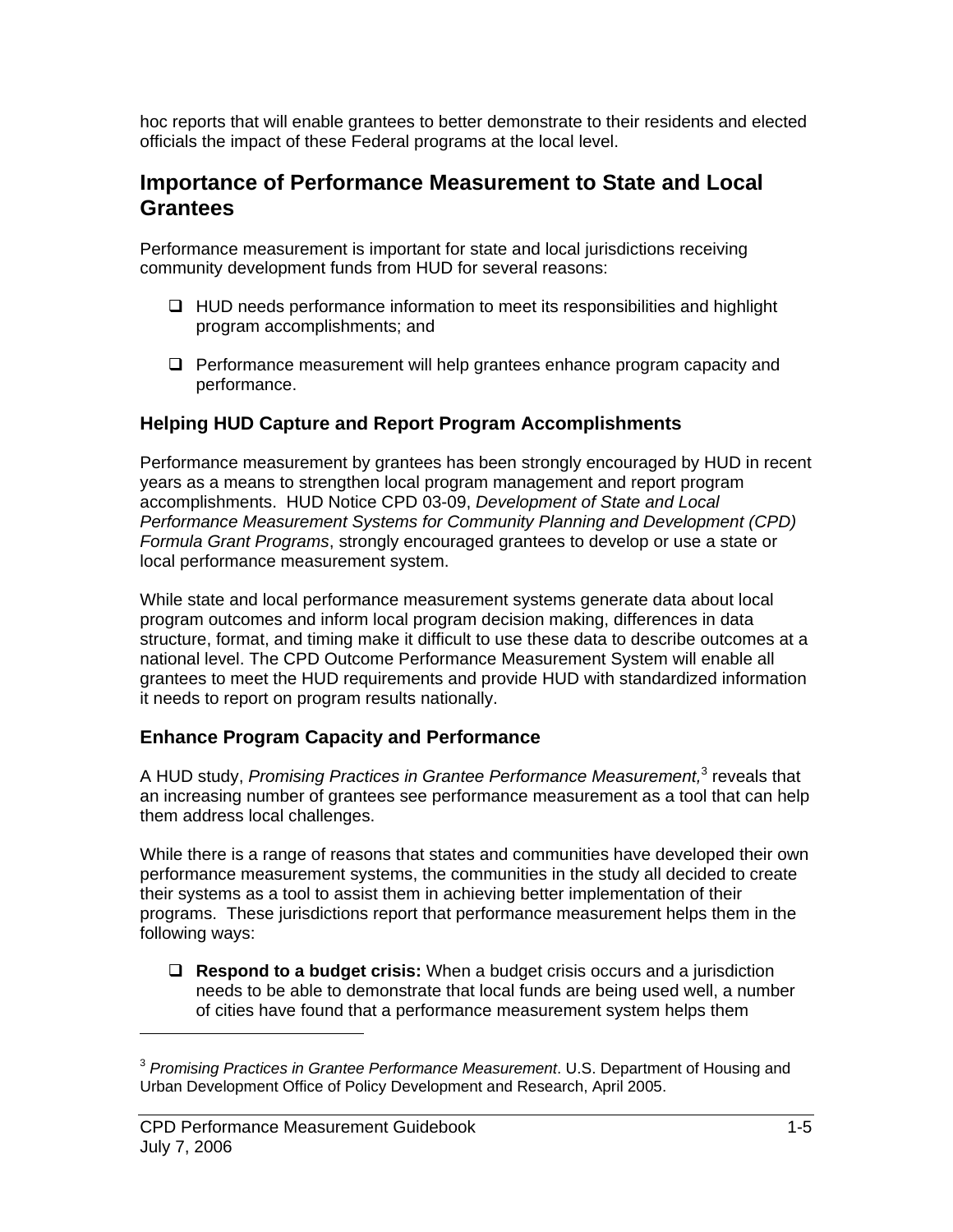hoc reports that will enable grantees to better demonstrate to their residents and elected officials the impact of these Federal programs at the local level.

## Importance of Performance Measurement to State and Local Grantees

Performance measurement is important for state and local jurisdictions receiving community development funds from HUD for several reasons:

- HUD needs performance information to meet its responsibilities and highlight program accomplishments; and
- Performance measurement will help grantees enhance program capacity and performance.

### Helping HUD Capture and Report Program Accomplishments

Performance measurement by grantees has been strongly encouraged by HUD in recent years as a means to strengthen local program management and report program accomplishments. HUD Notice CPD 03-09, *Development of State and Local Performance Measurement Systems for Community Planning and Development (CPD) Formula Grant Programs*, strongly encouraged grantees to develop or use a state or local performance measurement system.

While state and local performance measurement systems generate data about local program outcomes and inform local program decision making, differences in data structure, format, and timing make it difficult to use these data to describe outcomes at a national level. The CPD Outcome Performance Measurement System will enable all grantees to meet the HUD requirements and provide HUD with standardized information it needs to report on program results nationally.

### Enhance Program Capacity and Performance

A HUD study, *Promising Practices in Grantee Performance Measurement,*[3] reveals that an increasing number of grantees see performance measurement as a tool that can help them address local challenges.

While there is a range of reasons that states and communities have developed their own performance measurement systems, the communities in the study all decided to create their systems as a tool to assist them in achieving better implementation of their programs. These jurisdictions report that performance measurement helps them in the following ways:

- **Respond to a budget crisis:** When a budget crisis occurs and a jurisdiction needs to be able to demonstrate that local funds are being used well, a number of cities have found that a performance measurement system helps them

---

[3] *Promising Practices in Grantee Performance Measurement*. U.S. Department of Housing and Urban Development Office of Policy Development and Research, April 2005.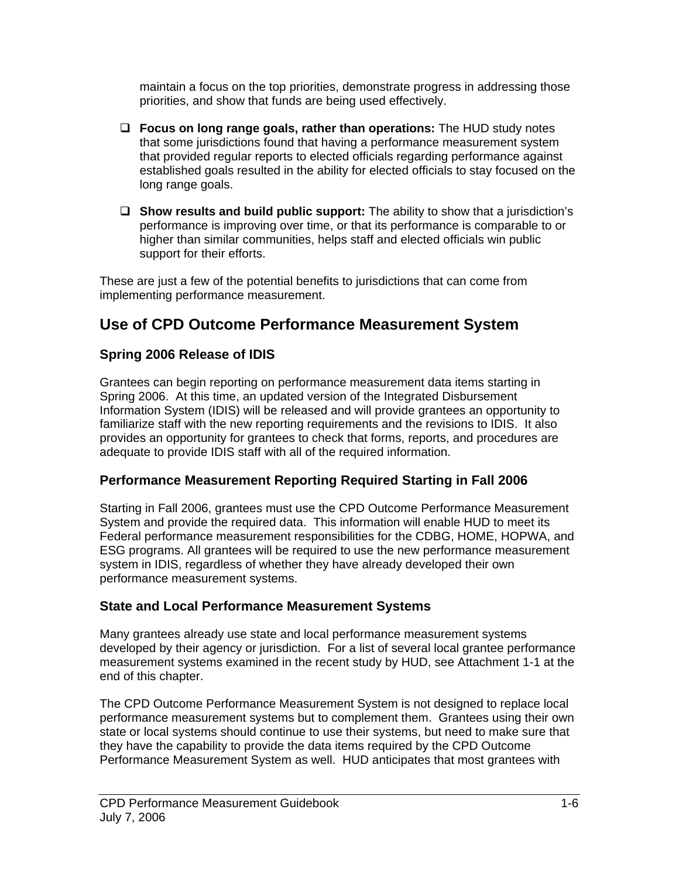maintain a focus on the top priorities, demonstrate progress in addressing those priorities, and show that funds are being used effectively.

- **Focus on long range goals, rather than operations:** The HUD study notes that some jurisdictions found that having a performance measurement system that provided regular reports to elected officials regarding performance against established goals resulted in the ability for elected officials to stay focused on the long range goals.

- **Show results and build public support:** The ability to show that a jurisdiction's performance is improving over time, or that its performance is comparable to or higher than similar communities, helps staff and elected officials win public support for their efforts.

These are just a few of the potential benefits to jurisdictions that can come from implementing performance measurement.

## Use of CPD Outcome Performance Measurement System

### Spring 2006 Release of IDIS

Grantees can begin reporting on performance measurement data items starting in Spring 2006. At this time, an updated version of the Integrated Disbursement Information System (IDIS) will be released and will provide grantees an opportunity to familiarize staff with the new reporting requirements and the revisions to IDIS. It also provides an opportunity for grantees to check that forms, reports, and procedures are adequate to provide IDIS staff with all of the required information.

### Performance Measurement Reporting Required Starting in Fall 2006

Starting in Fall 2006, grantees must use the CPD Outcome Performance Measurement System and provide the required data. This information will enable HUD to meet its Federal performance measurement responsibilities for the CDBG, HOME, HOPWA, and ESG programs. All grantees will be required to use the new performance measurement system in IDIS, regardless of whether they have already developed their own performance measurement systems.

### State and Local Performance Measurement Systems

Many grantees already use state and local performance measurement systems developed by their agency or jurisdiction. For a list of several local grantee performance measurement systems examined in the recent study by HUD, see Attachment 1-1 at the end of this chapter.

The CPD Outcome Performance Measurement System is not designed to replace local performance measurement systems but to complement them. Grantees using their own state or local systems should continue to use their systems, but need to make sure that they have the capability to provide the data items required by the CPD Outcome Performance Measurement System as well. HUD anticipates that most grantees with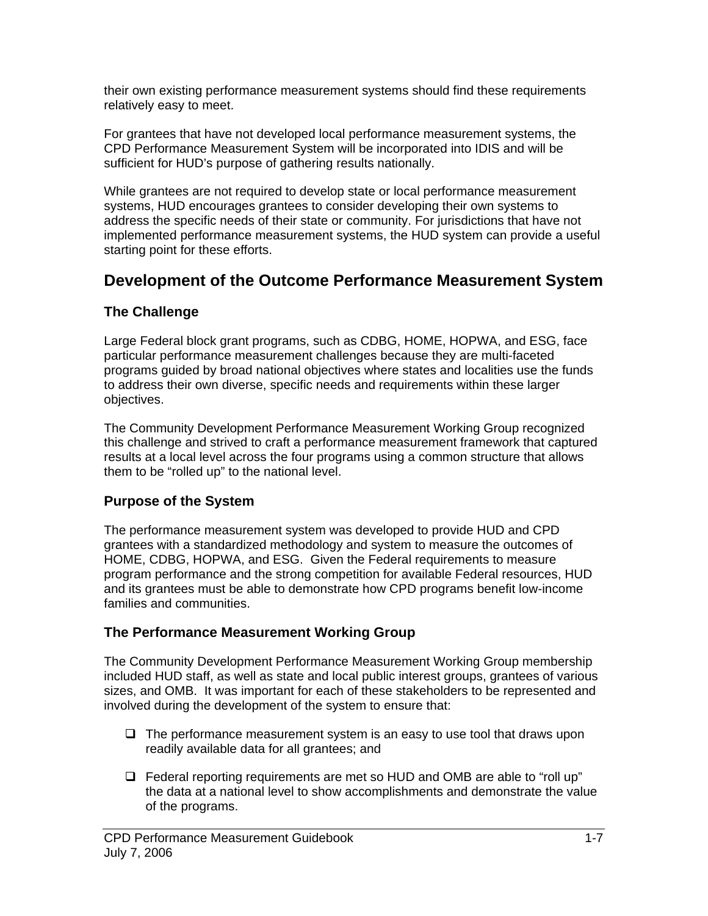their own existing performance measurement systems should find these requirements relatively easy to meet.

For grantees that have not developed local performance measurement systems, the CPD Performance Measurement System will be incorporated into IDIS and will be sufficient for HUD's purpose of gathering results nationally.

While grantees are not required to develop state or local performance measurement systems, HUD encourages grantees to consider developing their own systems to address the specific needs of their state or community. For jurisdictions that have not implemented performance measurement systems, the HUD system can provide a useful starting point for these efforts.

## Development of the Outcome Performance Measurement System

### The Challenge

Large Federal block grant programs, such as CDBG, HOME, HOPWA, and ESG, face particular performance measurement challenges because they are multi-faceted programs guided by broad national objectives where states and localities use the funds to address their own diverse, specific needs and requirements within these larger objectives.

The Community Development Performance Measurement Working Group recognized this challenge and strived to craft a performance measurement framework that captured results at a local level across the four programs using a common structure that allows them to be "rolled up" to the national level.

### Purpose of the System

The performance measurement system was developed to provide HUD and CPD grantees with a standardized methodology and system to measure the outcomes of HOME, CDBG, HOPWA, and ESG. Given the Federal requirements to measure program performance and the strong competition for available Federal resources, HUD and its grantees must be able to demonstrate how CPD programs benefit low-income families and communities.

### The Performance Measurement Working Group

The Community Development Performance Measurement Working Group membership included HUD staff, as well as state and local public interest groups, grantees of various sizes, and OMB. It was important for each of these stakeholders to be represented and involved during the development of the system to ensure that:

- The performance measurement system is an easy to use tool that draws upon readily available data for all grantees; and
- Federal reporting requirements are met so HUD and OMB are able to "roll up" the data at a national level to show accomplishments and demonstrate the value of the programs.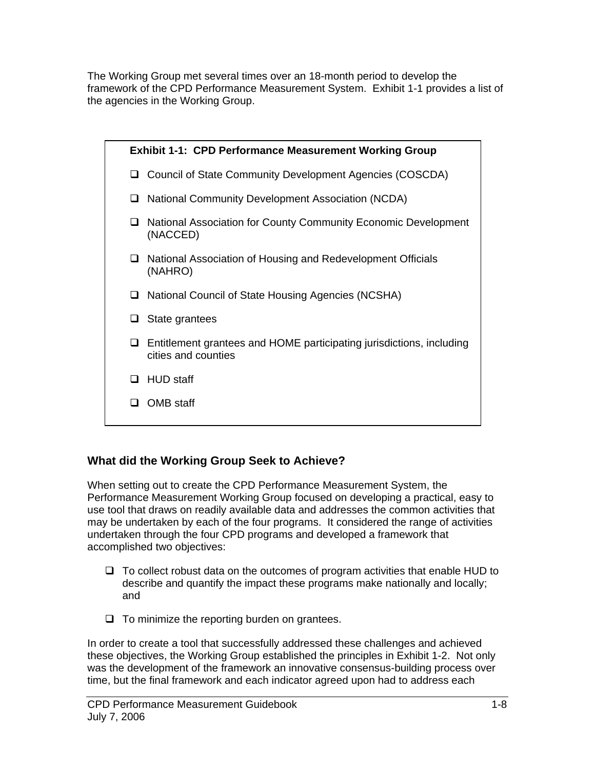The Working Group met several times over an 18-month period to develop the framework of the CPD Performance Measurement System. Exhibit 1-1 provides a list of the agencies in the Working Group.

**Exhibit 1-1: CPD Performance Measurement Working Group**

- Council of State Community Development Agencies (COSCDA)
- National Community Development Association (NCDA)
- National Association for County Community Economic Development (NACCED)
- National Association of Housing and Redevelopment Officials (NAHRO)
- National Council of State Housing Agencies (NCSHA)
- State grantees
- Entitlement grantees and HOME participating jurisdictions, including cities and counties
- HUD staff
- OMB staff

### What did the Working Group Seek to Achieve?

When setting out to create the CPD Performance Measurement System, the Performance Measurement Working Group focused on developing a practical, easy to use tool that draws on readily available data and addresses the common activities that may be undertaken by each of the four programs. It considered the range of activities undertaken through the four CPD programs and developed a framework that accomplished two objectives:

- To collect robust data on the outcomes of program activities that enable HUD to describe and quantify the impact these programs make nationally and locally; and
- To minimize the reporting burden on grantees.

In order to create a tool that successfully addressed these challenges and achieved these objectives, the Working Group established the principles in Exhibit 1-2. Not only was the development of the framework an innovative consensus-building process over time, but the final framework and each indicator agreed upon had to address each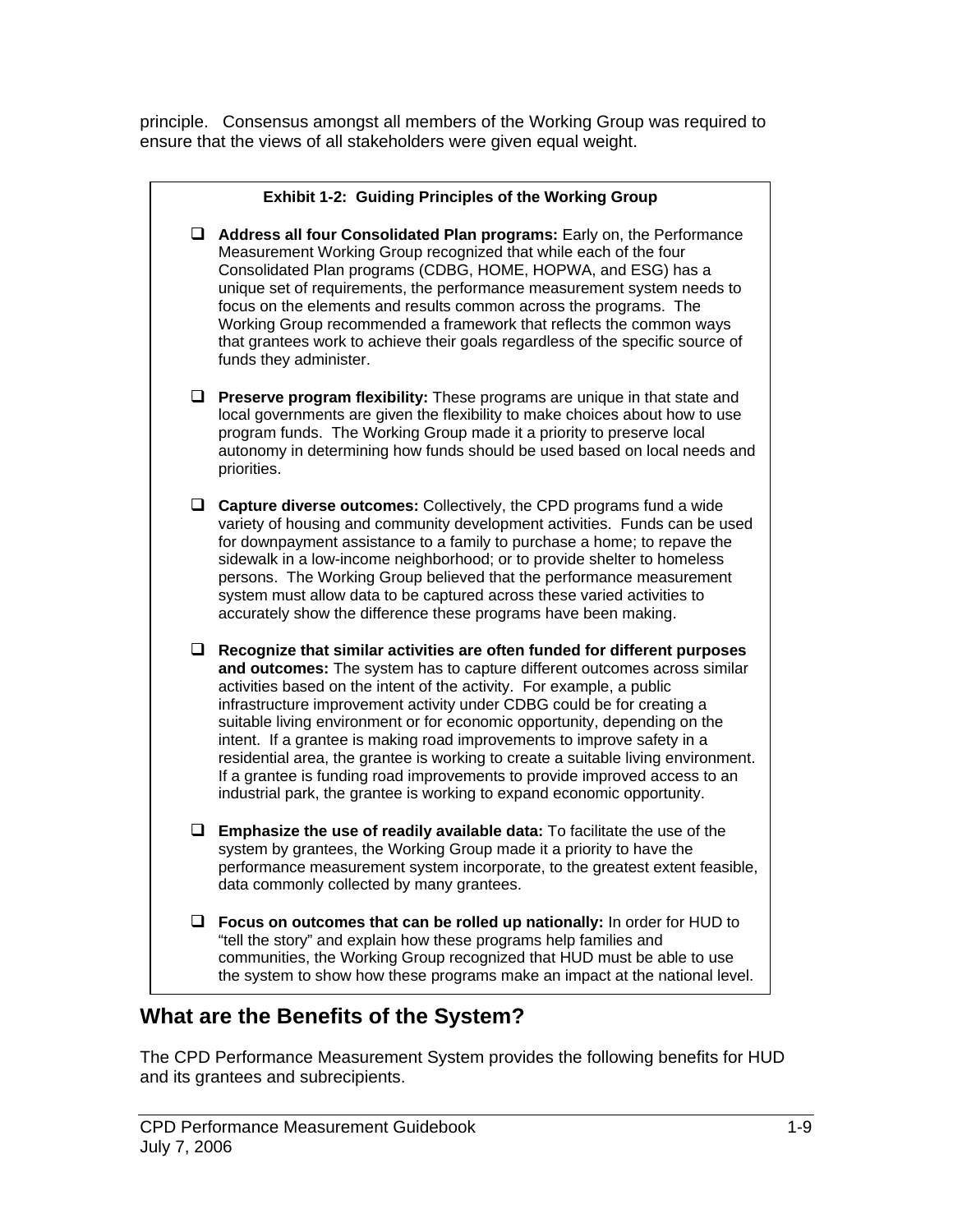principle. Consensus amongst all members of the Working Group was required to ensure that the views of all stakeholders were given equal weight.

**Exhibit 1-2: Guiding Principles of the Working Group**

- **Address all four Consolidated Plan programs:** Early on, the Performance Measurement Working Group recognized that while each of the four Consolidated Plan programs (CDBG, HOME, HOPWA, and ESG) has a unique set of requirements, the performance measurement system needs to focus on the elements and results common across the programs. The Working Group recommended a framework that reflects the common ways that grantees work to achieve their goals regardless of the specific source of funds they administer.

- **Preserve program flexibility:** These programs are unique in that state and local governments are given the flexibility to make choices about how to use program funds. The Working Group made it a priority to preserve local autonomy in determining how funds should be used based on local needs and priorities.

- **Capture diverse outcomes:** Collectively, the CPD programs fund a wide variety of housing and community development activities. Funds can be used for downpayment assistance to a family to purchase a home; to repave the sidewalk in a low-income neighborhood; or to provide shelter to homeless persons. The Working Group believed that the performance measurement system must allow data to be captured across these varied activities to accurately show the difference these programs have been making.

- **Recognize that similar activities are often funded for different purposes and outcomes:** The system has to capture different outcomes across similar activities based on the intent of the activity. For example, a public infrastructure improvement activity under CDBG could be for creating a suitable living environment or for economic opportunity, depending on the intent. If a grantee is making road improvements to improve safety in a residential area, the grantee is working to create a suitable living environment. If a grantee is funding road improvements to provide improved access to an industrial park, the grantee is working to expand economic opportunity.

- **Emphasize the use of readily available data:** To facilitate the use of the system by grantees, the Working Group made it a priority to have the performance measurement system incorporate, to the greatest extent feasible, data commonly collected by many grantees.

- **Focus on outcomes that can be rolled up nationally:** In order for HUD to "tell the story" and explain how these programs help families and communities, the Working Group recognized that HUD must be able to use the system to show how these programs make an impact at the national level.

## What are the Benefits of the System?

The CPD Performance Measurement System provides the following benefits for HUD and its grantees and subrecipients.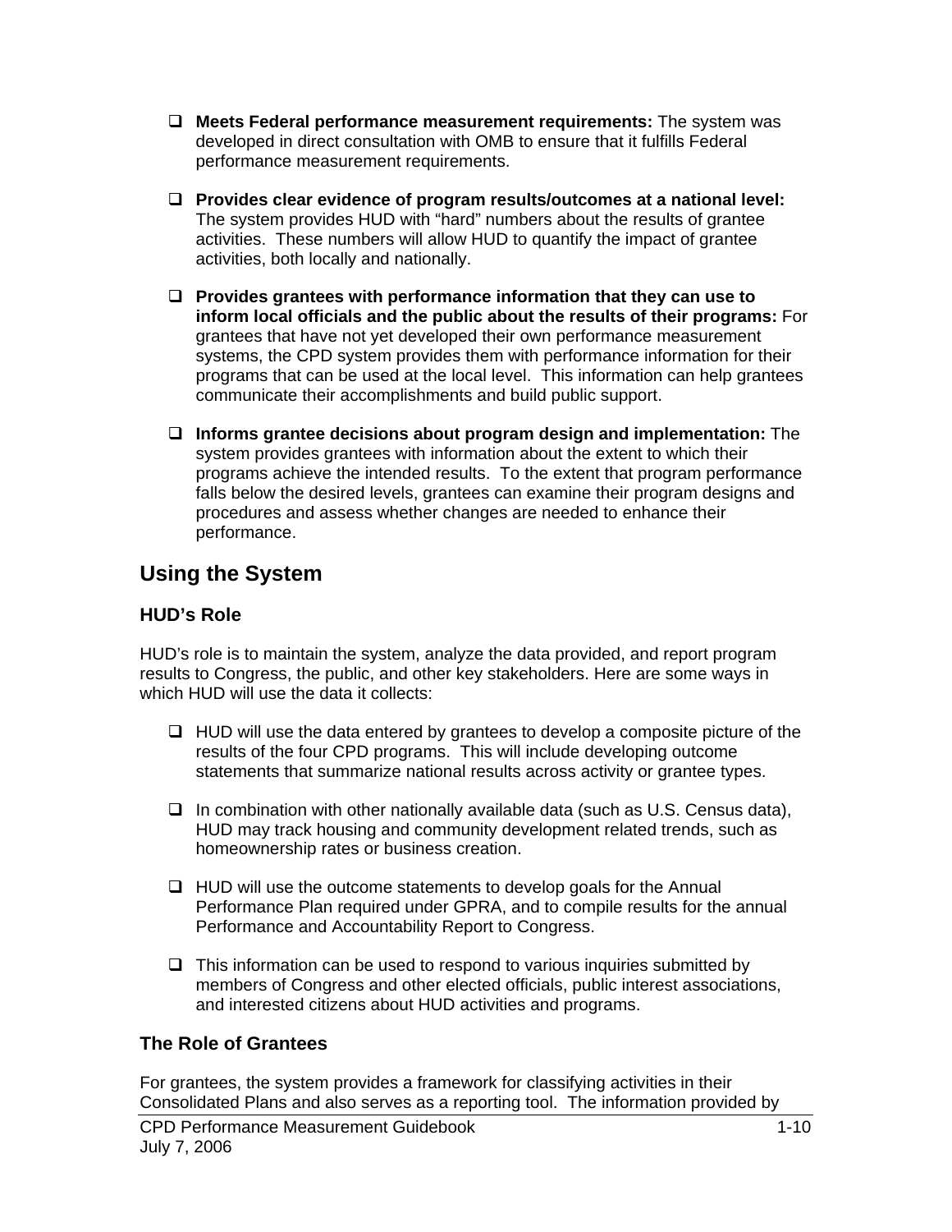- **Meets Federal performance measurement requirements:** The system was developed in direct consultation with OMB to ensure that it fulfills Federal performance measurement requirements.

- **Provides clear evidence of program results/outcomes at a national level:** The system provides HUD with "hard" numbers about the results of grantee activities. These numbers will allow HUD to quantify the impact of grantee activities, both locally and nationally.

- **Provides grantees with performance information that they can use to inform local officials and the public about the results of their programs:** For grantees that have not yet developed their own performance measurement systems, the CPD system provides them with performance information for their programs that can be used at the local level. This information can help grantees communicate their accomplishments and build public support.

- **Informs grantee decisions about program design and implementation:** The system provides grantees with information about the extent to which their programs achieve the intended results. To the extent that program performance falls below the desired levels, grantees can examine their program designs and procedures and assess whether changes are needed to enhance their performance.

## Using the System

### HUD's Role

HUD's role is to maintain the system, analyze the data provided, and report program results to Congress, the public, and other key stakeholders. Here are some ways in which HUD will use the data it collects:

- HUD will use the data entered by grantees to develop a composite picture of the results of the four CPD programs. This will include developing outcome statements that summarize national results across activity or grantee types.

- In combination with other nationally available data (such as U.S. Census data), HUD may track housing and community development related trends, such as homeownership rates or business creation.

- HUD will use the outcome statements to develop goals for the Annual Performance Plan required under GPRA, and to compile results for the annual Performance and Accountability Report to Congress.

- This information can be used to respond to various inquiries submitted by members of Congress and other elected officials, public interest associations, and interested citizens about HUD activities and programs.

### The Role of Grantees

For grantees, the system provides a framework for classifying activities in their Consolidated Plans and also serves as a reporting tool. The information provided by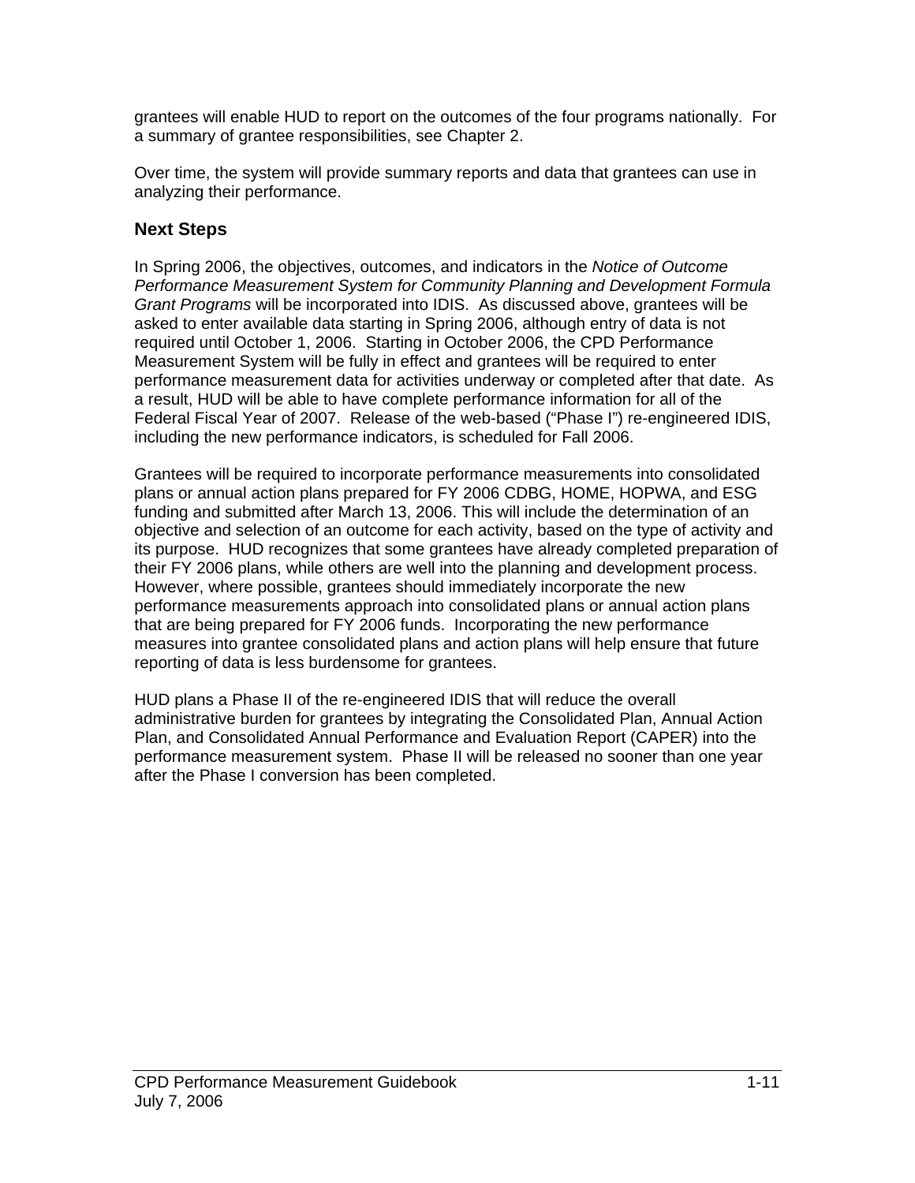grantees will enable HUD to report on the outcomes of the four programs nationally. For a summary of grantee responsibilities, see Chapter 2.

Over time, the system will provide summary reports and data that grantees can use in analyzing their performance.

## Next Steps

In Spring 2006, the objectives, outcomes, and indicators in the *Notice of Outcome Performance Measurement System for Community Planning and Development Formula Grant Programs* will be incorporated into IDIS. As discussed above, grantees will be asked to enter available data starting in Spring 2006, although entry of data is not required until October 1, 2006. Starting in October 2006, the CPD Performance Measurement System will be fully in effect and grantees will be required to enter performance measurement data for activities underway or completed after that date. As a result, HUD will be able to have complete performance information for all of the Federal Fiscal Year of 2007. Release of the web-based ("Phase I") re-engineered IDIS, including the new performance indicators, is scheduled for Fall 2006.

Grantees will be required to incorporate performance measurements into consolidated plans or annual action plans prepared for FY 2006 CDBG, HOME, HOPWA, and ESG funding and submitted after March 13, 2006. This will include the determination of an objective and selection of an outcome for each activity, based on the type of activity and its purpose. HUD recognizes that some grantees have already completed preparation of their FY 2006 plans, while others are well into the planning and development process. However, where possible, grantees should immediately incorporate the new performance measurements approach into consolidated plans or annual action plans that are being prepared for FY 2006 funds. Incorporating the new performance measures into grantee consolidated plans and action plans will help ensure that future reporting of data is less burdensome for grantees.

HUD plans a Phase II of the re-engineered IDIS that will reduce the overall administrative burden for grantees by integrating the Consolidated Plan, Annual Action Plan, and Consolidated Annual Performance and Evaluation Report (CAPER) into the performance measurement system. Phase II will be released no sooner than one year after the Phase I conversion has been completed.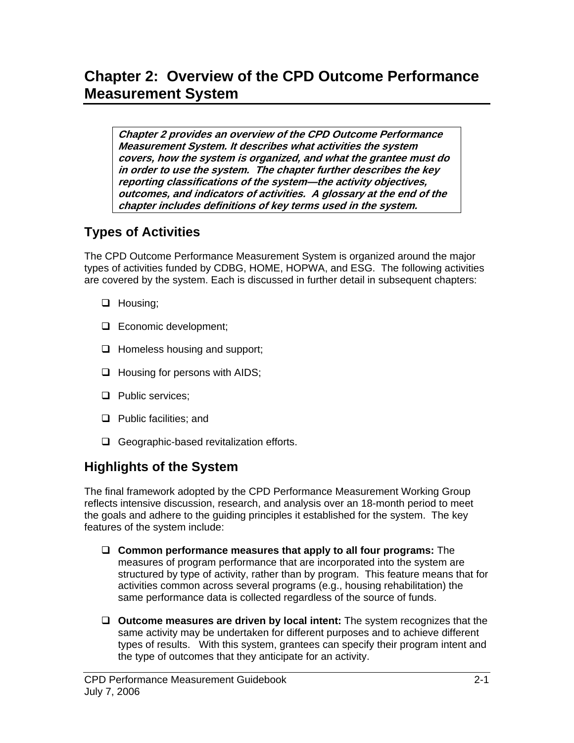# Chapter 2: Overview of the CPD Outcome Performance Measurement System

> ***Chapter 2 provides an overview of the CPD Outcome Performance Measurement System. It describes what activities the system covers, how the system is organized, and what the grantee must do in order to use the system. The chapter further describes the key reporting classifications of the system—the activity objectives, outcomes, and indicators of activities. A glossary at the end of the chapter includes definitions of key terms used in the system.***

## Types of Activities

The CPD Outcome Performance Measurement System is organized around the major types of activities funded by CDBG, HOME, HOPWA, and ESG. The following activities are covered by the system. Each is discussed in further detail in subsequent chapters:

- Housing;
- Economic development;
- Homeless housing and support;
- Housing for persons with AIDS;
- Public services;
- Public facilities; and
- Geographic-based revitalization efforts.

## Highlights of the System

The final framework adopted by the CPD Performance Measurement Working Group reflects intensive discussion, research, and analysis over an 18-month period to meet the goals and adhere to the guiding principles it established for the system. The key features of the system include:

- **Common performance measures that apply to all four programs:** The measures of program performance that are incorporated into the system are structured by type of activity, rather than by program. This feature means that for activities common across several programs (e.g., housing rehabilitation) the same performance data is collected regardless of the source of funds.
- **Outcome measures are driven by local intent:** The system recognizes that the same activity may be undertaken for different purposes and to achieve different types of results. With this system, grantees can specify their program intent and the type of outcomes that they anticipate for an activity.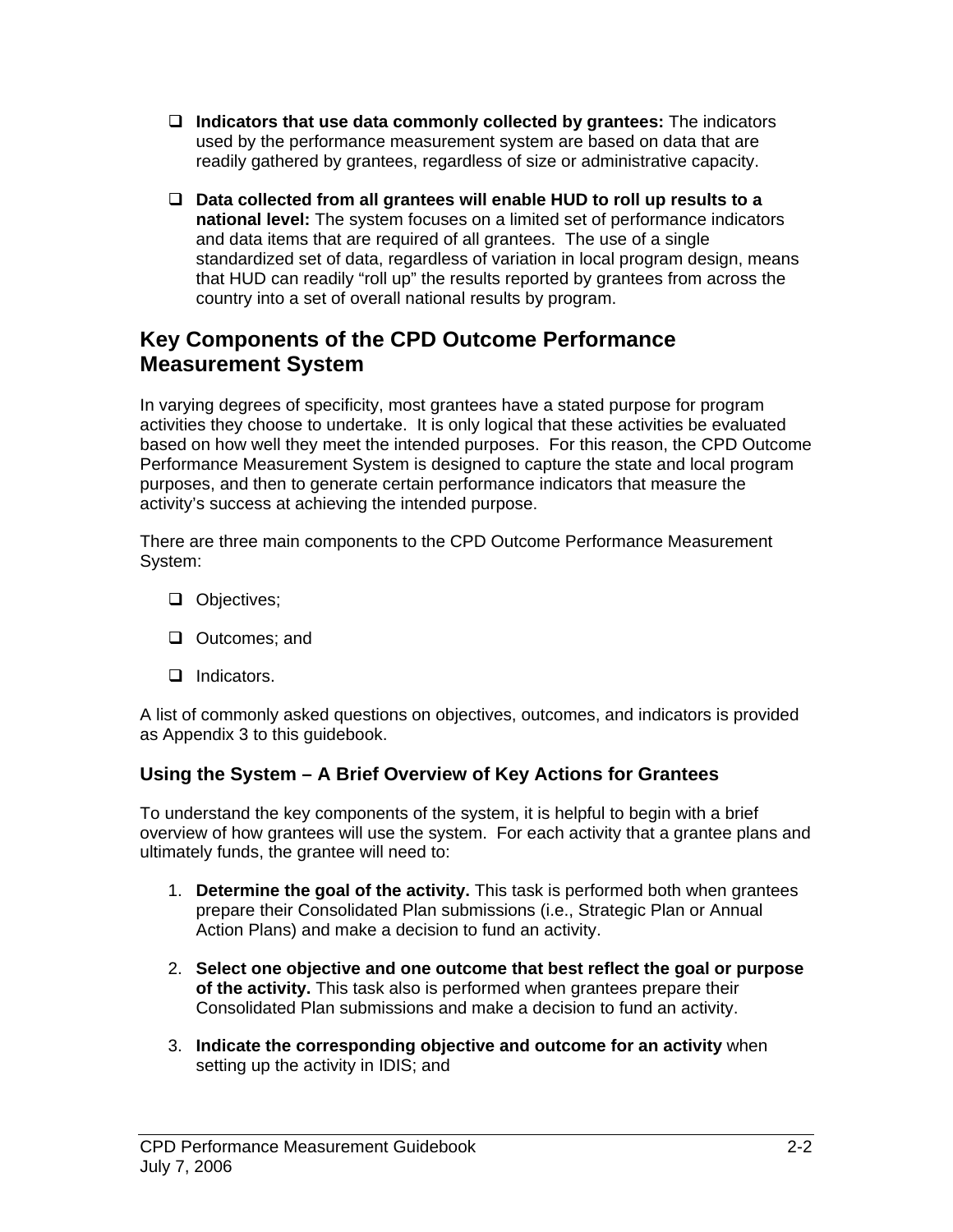- **Indicators that use data commonly collected by grantees:** The indicators used by the performance measurement system are based on data that are readily gathered by grantees, regardless of size or administrative capacity.

- **Data collected from all grantees will enable HUD to roll up results to a national level:** The system focuses on a limited set of performance indicators and data items that are required of all grantees. The use of a single standardized set of data, regardless of variation in local program design, means that HUD can readily "roll up" the results reported by grantees from across the country into a set of overall national results by program.

## Key Components of the CPD Outcome Performance Measurement System

In varying degrees of specificity, most grantees have a stated purpose for program activities they choose to undertake. It is only logical that these activities be evaluated based on how well they meet the intended purposes. For this reason, the CPD Outcome Performance Measurement System is designed to capture the state and local program purposes, and then to generate certain performance indicators that measure the activity's success at achieving the intended purpose.

There are three main components to the CPD Outcome Performance Measurement System:

- Objectives;
- Outcomes; and
- Indicators.

A list of commonly asked questions on objectives, outcomes, and indicators is provided as Appendix 3 to this guidebook.

### Using the System – A Brief Overview of Key Actions for Grantees

To understand the key components of the system, it is helpful to begin with a brief overview of how grantees will use the system. For each activity that a grantee plans and ultimately funds, the grantee will need to:

1. **Determine the goal of the activity.** This task is performed both when grantees prepare their Consolidated Plan submissions (i.e., Strategic Plan or Annual Action Plans) and make a decision to fund an activity.

2. **Select one objective and one outcome that best reflect the goal or purpose of the activity.** This task also is performed when grantees prepare their Consolidated Plan submissions and make a decision to fund an activity.

3. **Indicate the corresponding objective and outcome for an activity** when setting up the activity in IDIS; and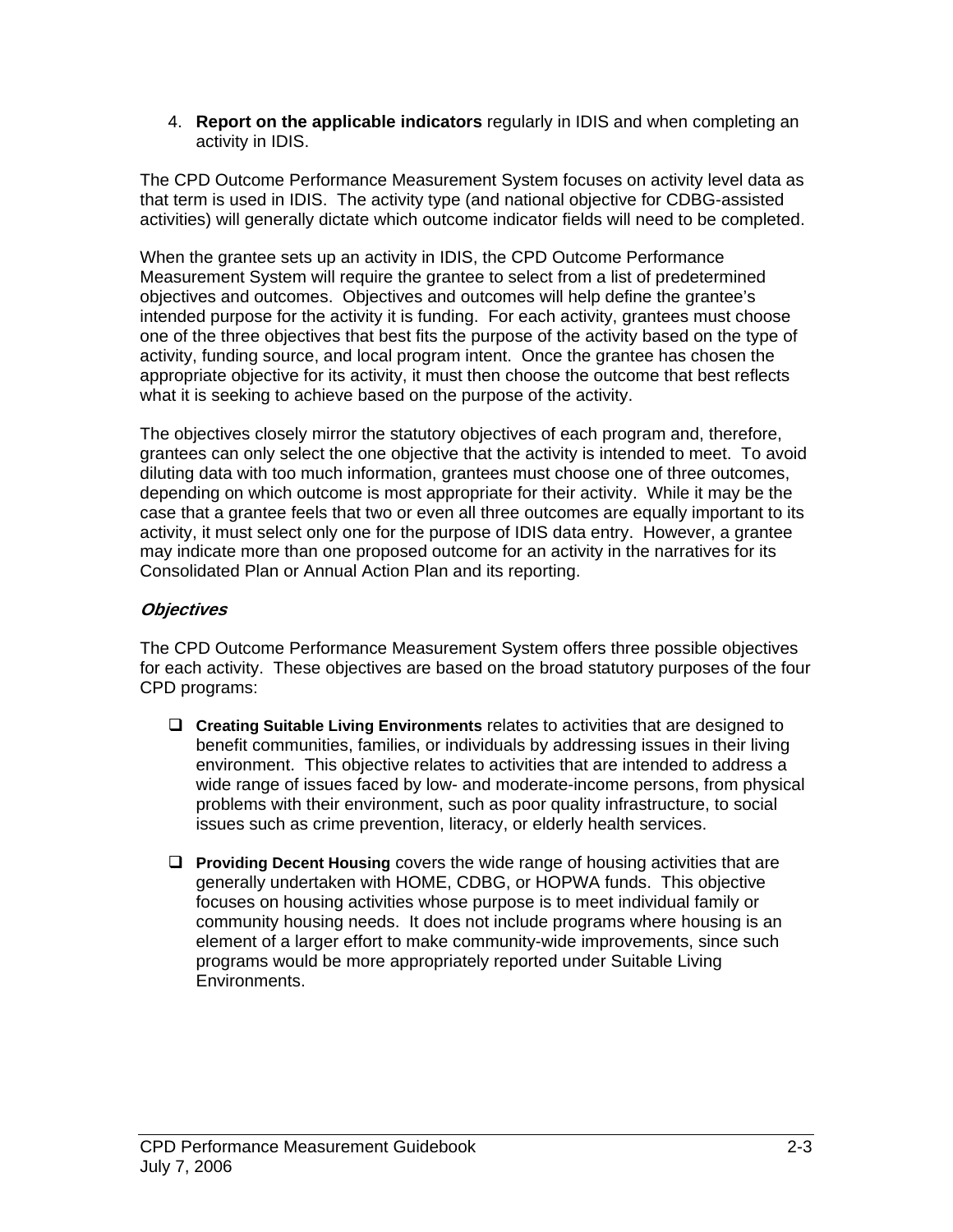4. **Report on the applicable indicators** regularly in IDIS and when completing an activity in IDIS.

The CPD Outcome Performance Measurement System focuses on activity level data as that term is used in IDIS. The activity type (and national objective for CDBG-assisted activities) will generally dictate which outcome indicator fields will need to be completed.

When the grantee sets up an activity in IDIS, the CPD Outcome Performance Measurement System will require the grantee to select from a list of predetermined objectives and outcomes. Objectives and outcomes will help define the grantee's intended purpose for the activity it is funding. For each activity, grantees must choose one of the three objectives that best fits the purpose of the activity based on the type of activity, funding source, and local program intent. Once the grantee has chosen the appropriate objective for its activity, it must then choose the outcome that best reflects what it is seeking to achieve based on the purpose of the activity.

The objectives closely mirror the statutory objectives of each program and, therefore, grantees can only select the one objective that the activity is intended to meet. To avoid diluting data with too much information, grantees must choose one of three outcomes, depending on which outcome is most appropriate for their activity. While it may be the case that a grantee feels that two or even all three outcomes are equally important to its activity, it must select only one for the purpose of IDIS data entry. However, a grantee may indicate more than one proposed outcome for an activity in the narratives for its Consolidated Plan or Annual Action Plan and its reporting.

### *Objectives*

The CPD Outcome Performance Measurement System offers three possible objectives for each activity. These objectives are based on the broad statutory purposes of the four CPD programs:

- **Creating Suitable Living Environments** relates to activities that are designed to benefit communities, families, or individuals by addressing issues in their living environment. This objective relates to activities that are intended to address a wide range of issues faced by low- and moderate-income persons, from physical problems with their environment, such as poor quality infrastructure, to social issues such as crime prevention, literacy, or elderly health services.

- **Providing Decent Housing** covers the wide range of housing activities that are generally undertaken with HOME, CDBG, or HOPWA funds. This objective focuses on housing activities whose purpose is to meet individual family or community housing needs. It does not include programs where housing is an element of a larger effort to make community-wide improvements, since such programs would be more appropriately reported under Suitable Living Environments.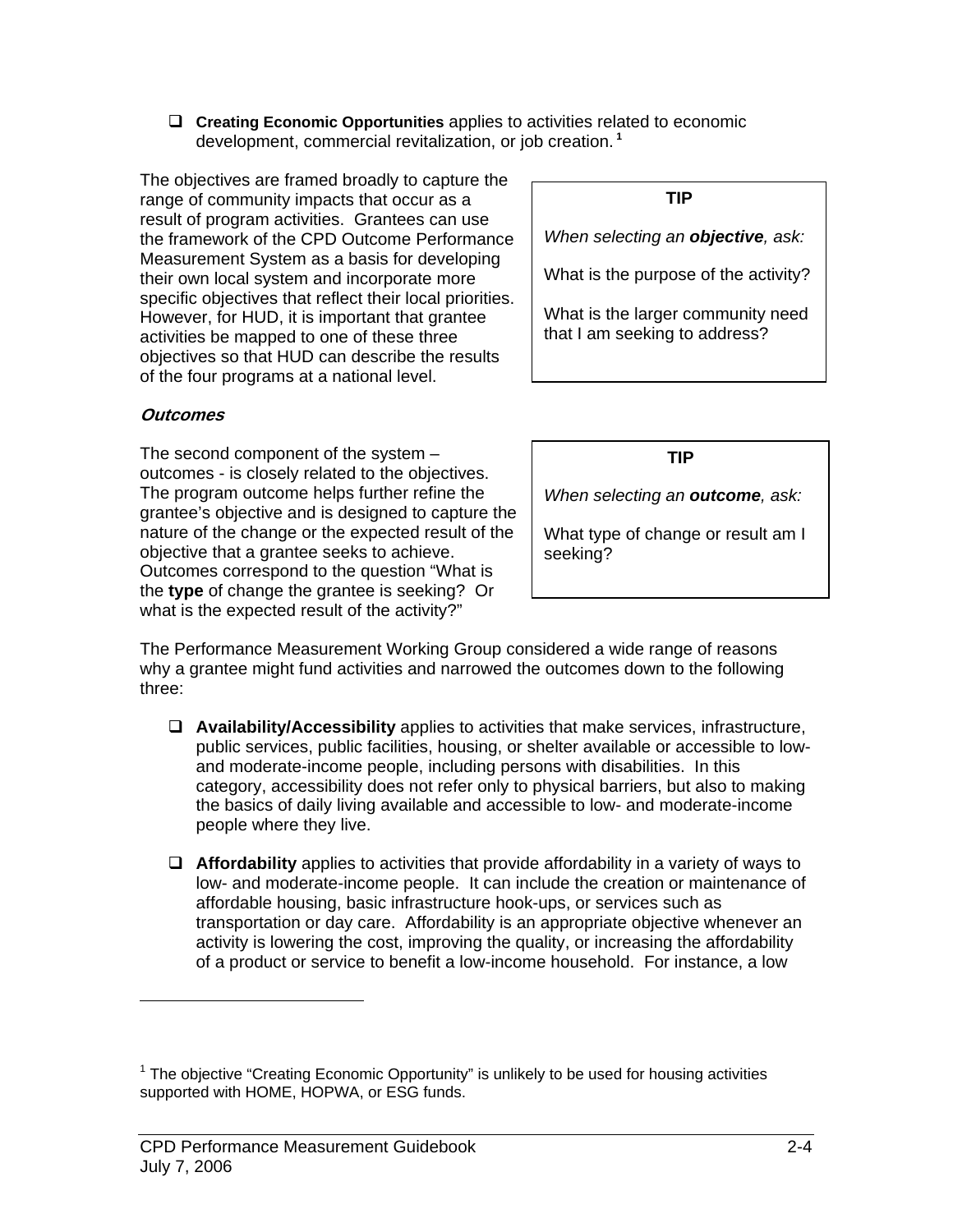- **Creating Economic Opportunities** applies to activities related to economic development, commercial revitalization, or job creation.[1]

The objectives are framed broadly to capture the range of community impacts that occur as a result of program activities. Grantees can use the framework of the CPD Outcome Performance Measurement System as a basis for developing their own local system and incorporate more specific objectives that reflect their local priorities. However, for HUD, it is important that grantee activities be mapped to one of these three objectives so that HUD can describe the results of the four programs at a national level.

> **TIP**
>
> *When selecting an **objective**, ask:*
>
> What is the purpose of the activity?
>
> What is the larger community need that I am seeking to address?

### *Outcomes*

The second component of the system – outcomes - is closely related to the objectives. The program outcome helps further refine the grantee's objective and is designed to capture the nature of the change or the expected result of the objective that a grantee seeks to achieve. Outcomes correspond to the question "What is the **type** of change the grantee is seeking? Or what is the expected result of the activity?"

> **TIP**
>
> *When selecting an **outcome**, ask:*
>
> What type of change or result am I seeking?

The Performance Measurement Working Group considered a wide range of reasons why a grantee might fund activities and narrowed the outcomes down to the following three:

- **Availability/Accessibility** applies to activities that make services, infrastructure, public services, public facilities, housing, or shelter available or accessible to low- and moderate-income people, including persons with disabilities. In this category, accessibility does not refer only to physical barriers, but also to making the basics of daily living available and accessible to low- and moderate-income people where they live.

- **Affordability** applies to activities that provide affordability in a variety of ways to low- and moderate-income people. It can include the creation or maintenance of affordable housing, basic infrastructure hook-ups, or services such as transportation or day care. Affordability is an appropriate objective whenever an activity is lowering the cost, improving the quality, or increasing the affordability of a product or service to benefit a low-income household. For instance, a low

[1] The objective "Creating Economic Opportunity" is unlikely to be used for housing activities supported with HOME, HOPWA, or ESG funds.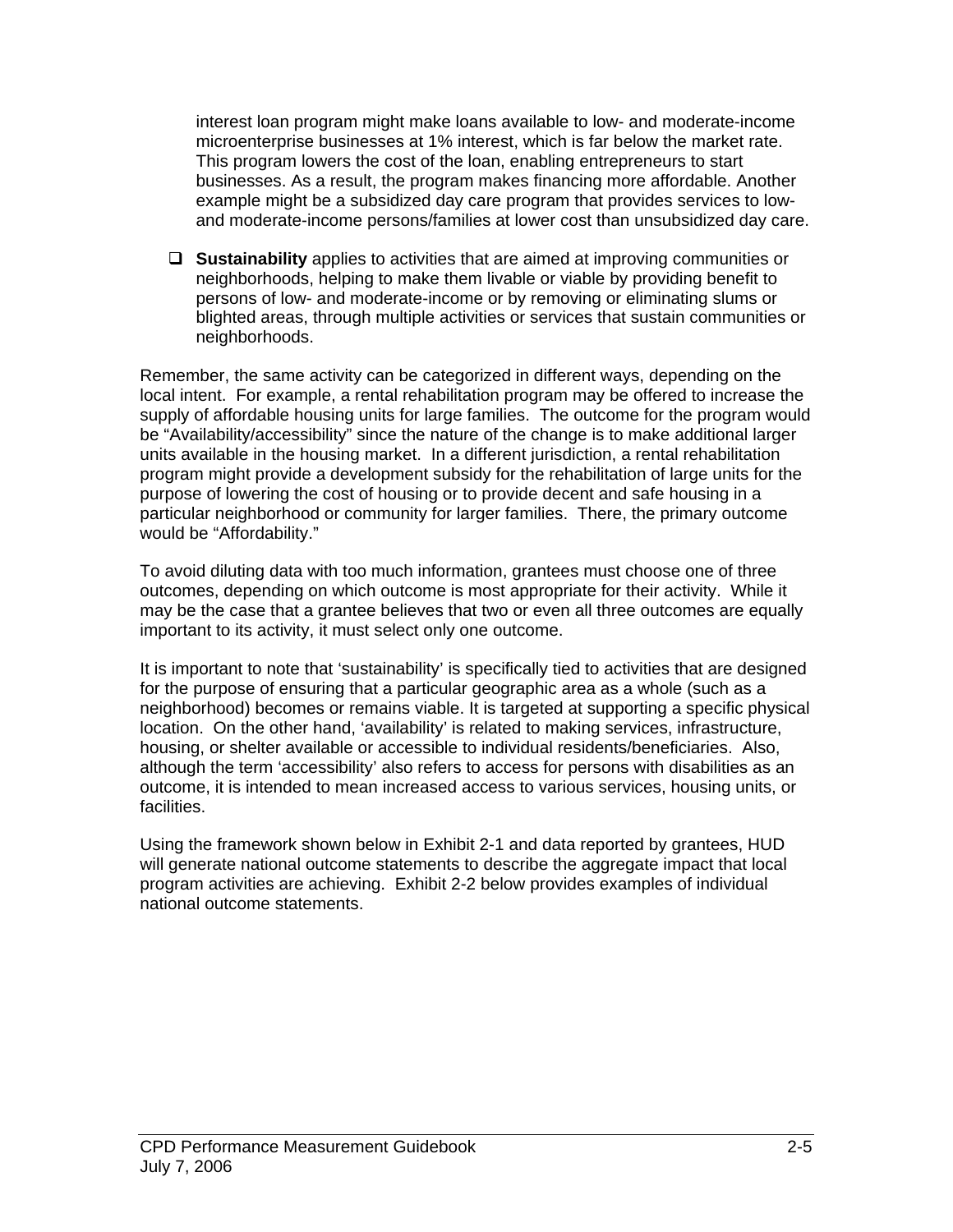interest loan program might make loans available to low- and moderate-income microenterprise businesses at 1% interest, which is far below the market rate. This program lowers the cost of the loan, enabling entrepreneurs to start businesses. As a result, the program makes financing more affordable. Another example might be a subsidized day care program that provides services to low- and moderate-income persons/families at lower cost than unsubsidized day care.

- **Sustainability** applies to activities that are aimed at improving communities or neighborhoods, helping to make them livable or viable by providing benefit to persons of low- and moderate-income or by removing or eliminating slums or blighted areas, through multiple activities or services that sustain communities or neighborhoods.

Remember, the same activity can be categorized in different ways, depending on the local intent. For example, a rental rehabilitation program may be offered to increase the supply of affordable housing units for large families. The outcome for the program would be "Availability/accessibility" since the nature of the change is to make additional larger units available in the housing market. In a different jurisdiction, a rental rehabilitation program might provide a development subsidy for the rehabilitation of large units for the purpose of lowering the cost of housing or to provide decent and safe housing in a particular neighborhood or community for larger families. There, the primary outcome would be "Affordability."

To avoid diluting data with too much information, grantees must choose one of three outcomes, depending on which outcome is most appropriate for their activity. While it may be the case that a grantee believes that two or even all three outcomes are equally important to its activity, it must select only one outcome.

It is important to note that 'sustainability' is specifically tied to activities that are designed for the purpose of ensuring that a particular geographic area as a whole (such as a neighborhood) becomes or remains viable. It is targeted at supporting a specific physical location. On the other hand, 'availability' is related to making services, infrastructure, housing, or shelter available or accessible to individual residents/beneficiaries. Also, although the term 'accessibility' also refers to access for persons with disabilities as an outcome, it is intended to mean increased access to various services, housing units, or facilities.

Using the framework shown below in Exhibit 2-1 and data reported by grantees, HUD will generate national outcome statements to describe the aggregate impact that local program activities are achieving. Exhibit 2-2 below provides examples of individual national outcome statements.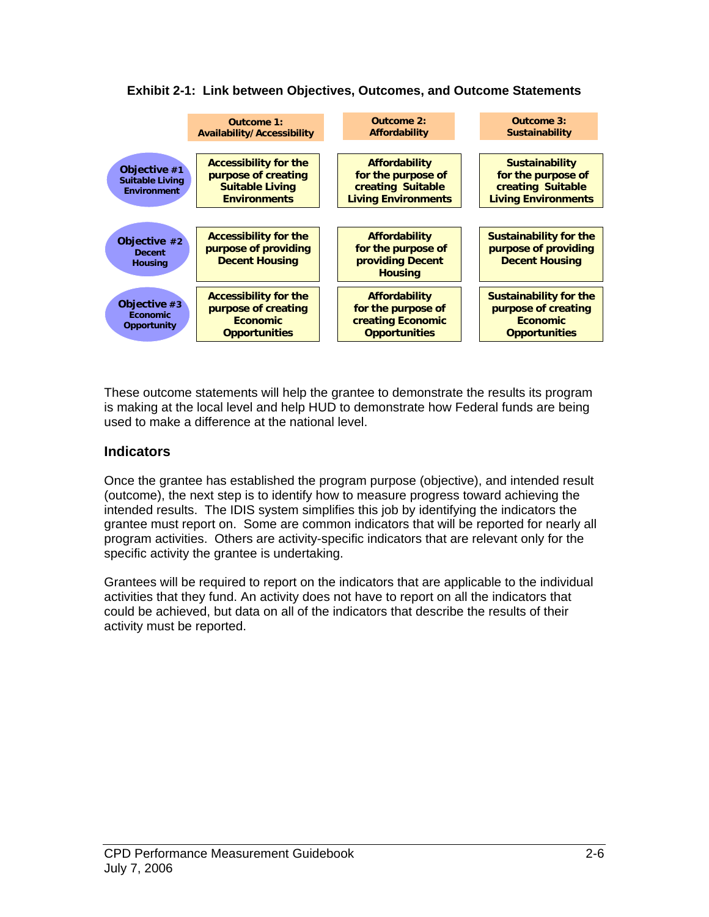**Exhibit 2-1: Link between Objectives, Outcomes, and Outcome Statements**

| | Outcome 1: Availability/Accessibility | Outcome 2: Affordability | Outcome 3: Sustainability |
|---|---|---|---|
| **Objective #1 Suitable Living Environment** | Accessibility for the purpose of creating Suitable Living Environments | Affordability for the purpose of creating Suitable Living Environments | Sustainability for the purpose of creating Suitable Living Environments |
| **Objective #2 Decent Housing** | Accessibility for the purpose of providing Decent Housing | Affordability for the purpose of providing Decent Housing | Sustainability for the purpose of providing Decent Housing |
| **Objective #3 Economic Opportunity** | Accessibility for the purpose of creating Economic Opportunities | Affordability for the purpose of creating Economic Opportunities | Sustainability for the purpose of creating Economic Opportunities |

These outcome statements will help the grantee to demonstrate the results its program is making at the local level and help HUD to demonstrate how Federal funds are being used to make a difference at the national level.

## Indicators

Once the grantee has established the program purpose (objective), and intended result (outcome), the next step is to identify how to measure progress toward achieving the intended results. The IDIS system simplifies this job by identifying the indicators the grantee must report on. Some are common indicators that will be reported for nearly all program activities. Others are activity-specific indicators that are relevant only for the specific activity the grantee is undertaking.

Grantees will be required to report on the indicators that are applicable to the individual activities that they fund. An activity does not have to report on all the indicators that could be achieved, but data on all of the indicators that describe the results of their activity must be reported.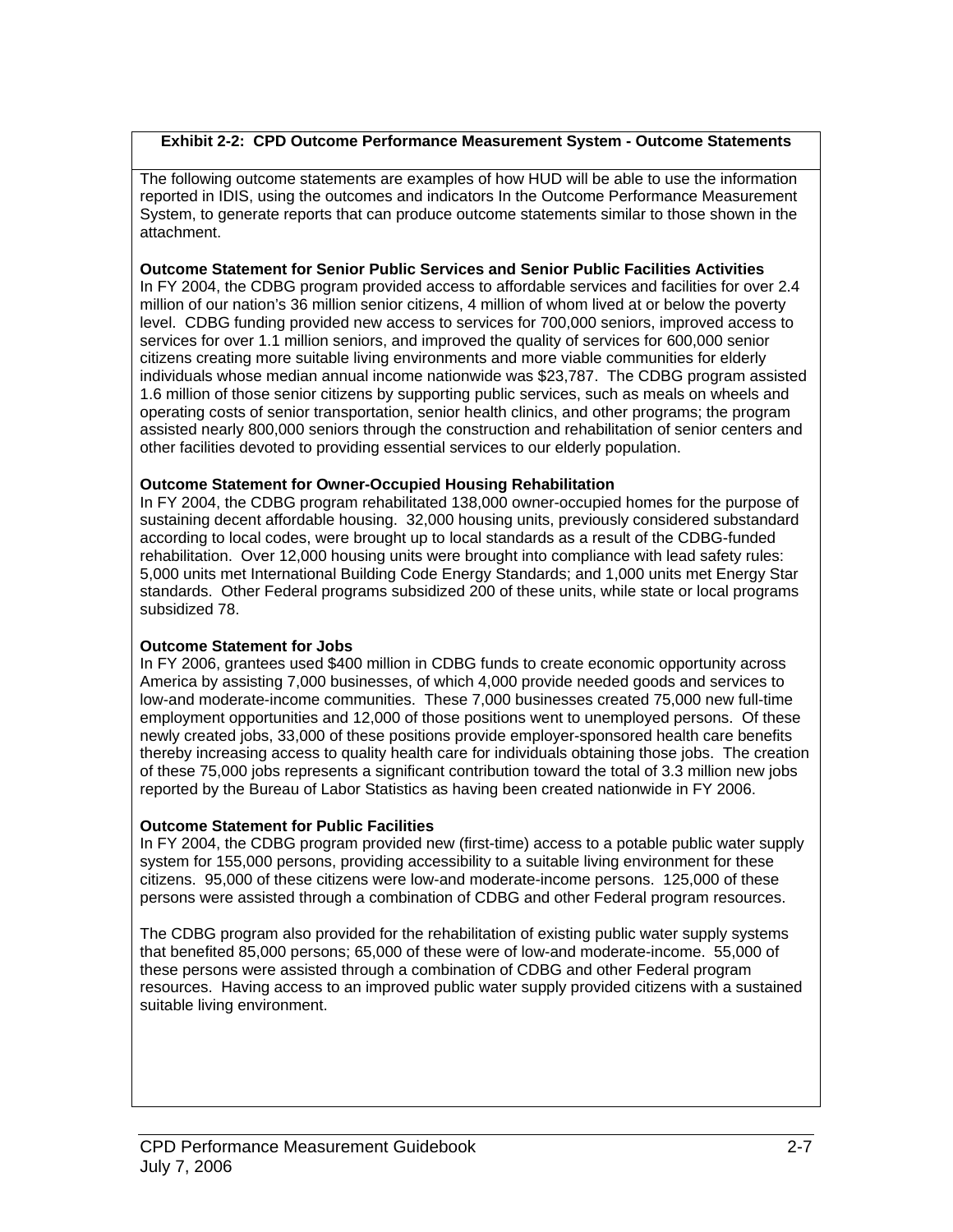**Exhibit 2-2: CPD Outcome Performance Measurement System - Outcome Statements**

The following outcome statements are examples of how HUD will be able to use the information reported in IDIS, using the outcomes and indicators In the Outcome Performance Measurement System, to generate reports that can produce outcome statements similar to those shown in the attachment.

**Outcome Statement for Senior Public Services and Senior Public Facilities Activities**

In FY 2004, the CDBG program provided access to affordable services and facilities for over 2.4 million of our nation's 36 million senior citizens, 4 million of whom lived at or below the poverty level. CDBG funding provided new access to services for 700,000 seniors, improved access to services for over 1.1 million seniors, and improved the quality of services for 600,000 senior citizens creating more suitable living environments and more viable communities for elderly individuals whose median annual income nationwide was $23,787. The CDBG program assisted 1.6 million of those senior citizens by supporting public services, such as meals on wheels and operating costs of senior transportation, senior health clinics, and other programs; the program assisted nearly 800,000 seniors through the construction and rehabilitation of senior centers and other facilities devoted to providing essential services to our elderly population.

**Outcome Statement for Owner-Occupied Housing Rehabilitation**

In FY 2004, the CDBG program rehabilitated 138,000 owner-occupied homes for the purpose of sustaining decent affordable housing. 32,000 housing units, previously considered substandard according to local codes, were brought up to local standards as a result of the CDBG-funded rehabilitation. Over 12,000 housing units were brought into compliance with lead safety rules: 5,000 units met International Building Code Energy Standards; and 1,000 units met Energy Star standards. Other Federal programs subsidized 200 of these units, while state or local programs subsidized 78.

**Outcome Statement for Jobs**

In FY 2006, grantees used $400 million in CDBG funds to create economic opportunity across America by assisting 7,000 businesses, of which 4,000 provide needed goods and services to low-and moderate-income communities. These 7,000 businesses created 75,000 new full-time employment opportunities and 12,000 of those positions went to unemployed persons. Of these newly created jobs, 33,000 of these positions provide employer-sponsored health care benefits thereby increasing access to quality health care for individuals obtaining those jobs. The creation of these 75,000 jobs represents a significant contribution toward the total of 3.3 million new jobs reported by the Bureau of Labor Statistics as having been created nationwide in FY 2006.

**Outcome Statement for Public Facilities**

In FY 2004, the CDBG program provided new (first-time) access to a potable public water supply system for 155,000 persons, providing accessibility to a suitable living environment for these citizens. 95,000 of these citizens were low-and moderate-income persons. 125,000 of these persons were assisted through a combination of CDBG and other Federal program resources.

The CDBG program also provided for the rehabilitation of existing public water supply systems that benefited 85,000 persons; 65,000 of these were of low-and moderate-income. 55,000 of these persons were assisted through a combination of CDBG and other Federal program resources. Having access to an improved public water supply provided citizens with a sustained suitable living environment.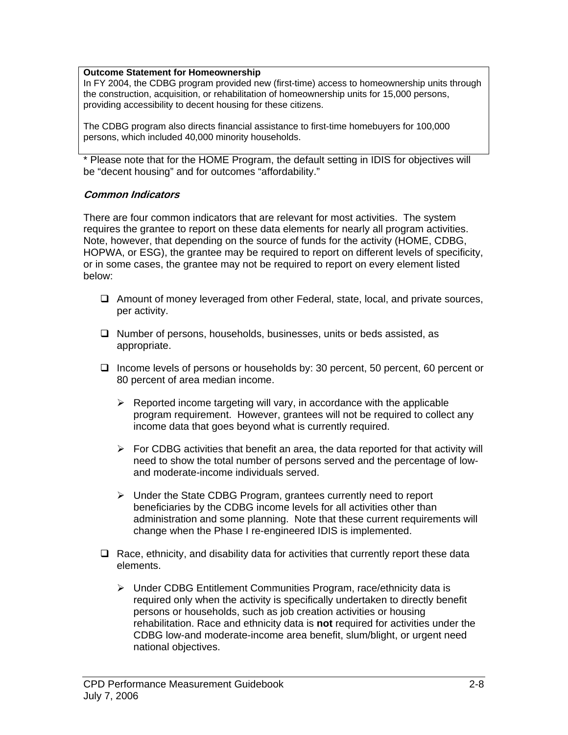**Outcome Statement for Homeownership**

In FY 2004, the CDBG program provided new (first-time) access to homeownership units through the construction, acquisition, or rehabilitation of homeownership units for 15,000 persons, providing accessibility to decent housing for these citizens.

The CDBG program also directs financial assistance to first-time homebuyers for 100,000 persons, which included 40,000 minority households.

* Please note that for the HOME Program, the default setting in IDIS for objectives will be "decent housing" and for outcomes "affordability."

### *Common Indicators*

There are four common indicators that are relevant for most activities. The system requires the grantee to report on these data elements for nearly all program activities. Note, however, that depending on the source of funds for the activity (HOME, CDBG, HOPWA, or ESG), the grantee may be required to report on different levels of specificity, or in some cases, the grantee may not be required to report on every element listed below:

- Amount of money leveraged from other Federal, state, local, and private sources, per activity.
- Number of persons, households, businesses, units or beds assisted, as appropriate.
- Income levels of persons or households by: 30 percent, 50 percent, 60 percent or 80 percent of area median income.
  - Reported income targeting will vary, in accordance with the applicable program requirement. However, grantees will not be required to collect any income data that goes beyond what is currently required.
  - For CDBG activities that benefit an area, the data reported for that activity will need to show the total number of persons served and the percentage of low- and moderate-income individuals served.
  - Under the State CDBG Program, grantees currently need to report beneficiaries by the CDBG income levels for all activities other than administration and some planning. Note that these current requirements will change when the Phase I re-engineered IDIS is implemented.
- Race, ethnicity, and disability data for activities that currently report these data elements.
  - Under CDBG Entitlement Communities Program, race/ethnicity data is required only when the activity is specifically undertaken to directly benefit persons or households, such as job creation activities or housing rehabilitation. Race and ethnicity data is **not** required for activities under the CDBG low-and moderate-income area benefit, slum/blight, or urgent need national objectives.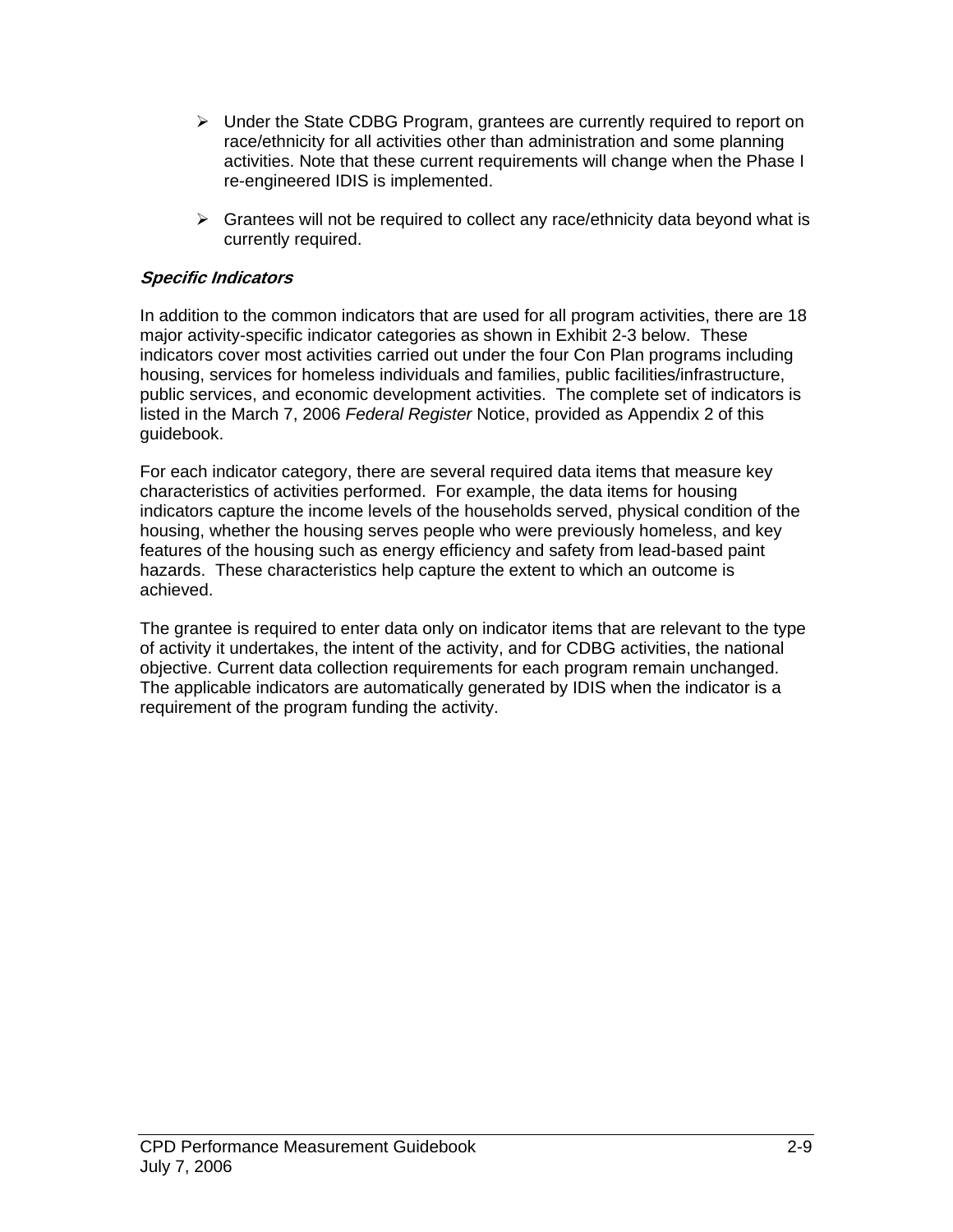- Under the State CDBG Program, grantees are currently required to report on race/ethnicity for all activities other than administration and some planning activities. Note that these current requirements will change when the Phase I re-engineered IDIS is implemented.

- Grantees will not be required to collect any race/ethnicity data beyond what is currently required.

### *Specific Indicators*

In addition to the common indicators that are used for all program activities, there are 18 major activity-specific indicator categories as shown in Exhibit 2-3 below. These indicators cover most activities carried out under the four Con Plan programs including housing, services for homeless individuals and families, public facilities/infrastructure, public services, and economic development activities. The complete set of indicators is listed in the March 7, 2006 *Federal Register* Notice, provided as Appendix 2 of this guidebook.

For each indicator category, there are several required data items that measure key characteristics of activities performed. For example, the data items for housing indicators capture the income levels of the households served, physical condition of the housing, whether the housing serves people who were previously homeless, and key features of the housing such as energy efficiency and safety from lead-based paint hazards. These characteristics help capture the extent to which an outcome is achieved.

The grantee is required to enter data only on indicator items that are relevant to the type of activity it undertakes, the intent of the activity, and for CDBG activities, the national objective. Current data collection requirements for each program remain unchanged. The applicable indicators are automatically generated by IDIS when the indicator is a requirement of the program funding the activity.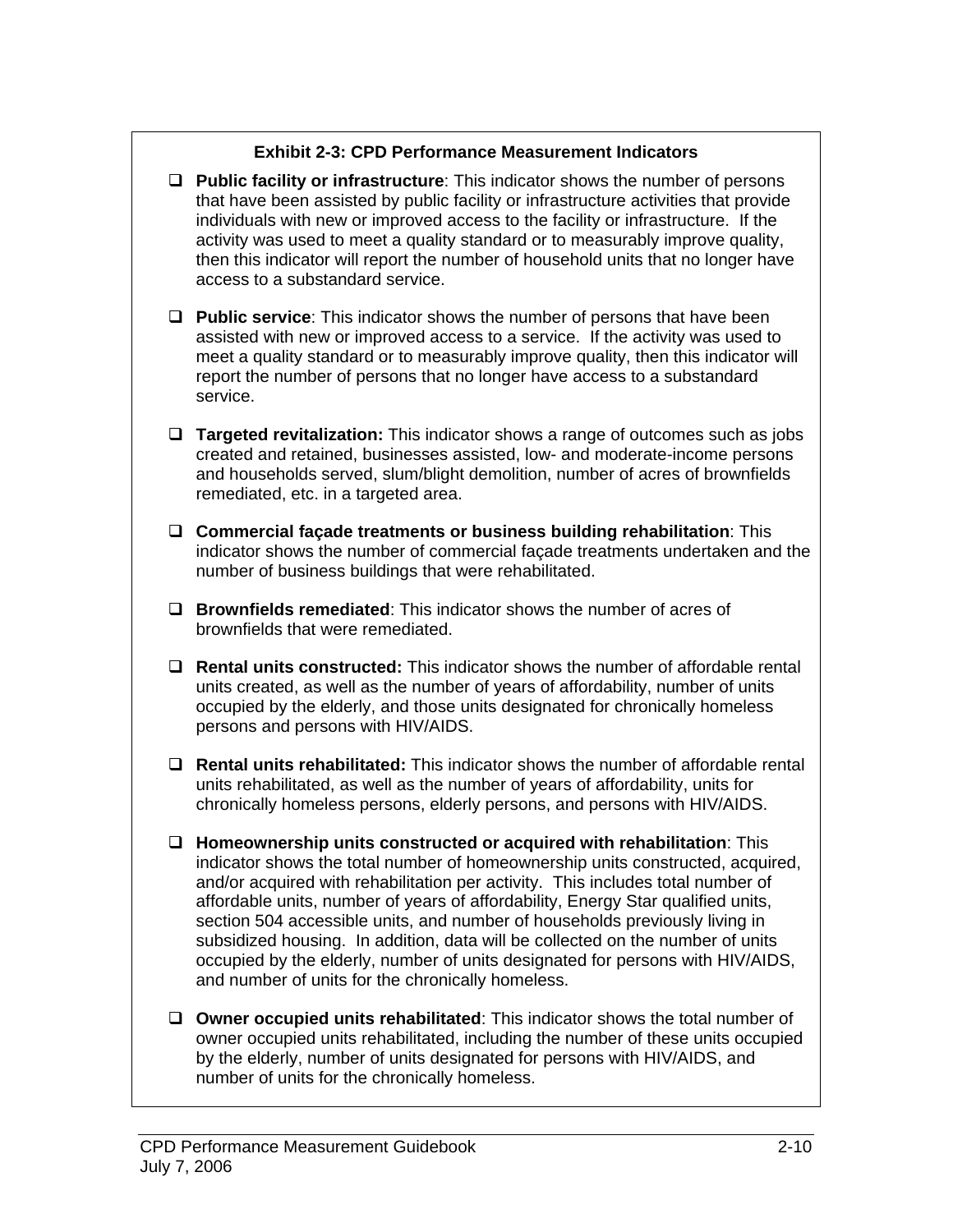**Exhibit 2-3: CPD Performance Measurement Indicators**

- **Public facility or infrastructure**: This indicator shows the number of persons that have been assisted by public facility or infrastructure activities that provide individuals with new or improved access to the facility or infrastructure. If the activity was used to meet a quality standard or to measurably improve quality, then this indicator will report the number of household units that no longer have access to a substandard service.

- **Public service**: This indicator shows the number of persons that have been assisted with new or improved access to a service. If the activity was used to meet a quality standard or to measurably improve quality, then this indicator will report the number of persons that no longer have access to a substandard service.

- **Targeted revitalization:** This indicator shows a range of outcomes such as jobs created and retained, businesses assisted, low- and moderate-income persons and households served, slum/blight demolition, number of acres of brownfields remediated, etc. in a targeted area.

- **Commercial façade treatments or business building rehabilitation**: This indicator shows the number of commercial façade treatments undertaken and the number of business buildings that were rehabilitated.

- **Brownfields remediated**: This indicator shows the number of acres of brownfields that were remediated.

- **Rental units constructed:** This indicator shows the number of affordable rental units created, as well as the number of years of affordability, number of units occupied by the elderly, and those units designated for chronically homeless persons and persons with HIV/AIDS.

- **Rental units rehabilitated:** This indicator shows the number of affordable rental units rehabilitated, as well as the number of years of affordability, units for chronically homeless persons, elderly persons, and persons with HIV/AIDS.

- **Homeownership units constructed or acquired with rehabilitation**: This indicator shows the total number of homeownership units constructed, acquired, and/or acquired with rehabilitation per activity. This includes total number of affordable units, number of years of affordability, Energy Star qualified units, section 504 accessible units, and number of households previously living in subsidized housing. In addition, data will be collected on the number of units occupied by the elderly, number of units designated for persons with HIV/AIDS, and number of units for the chronically homeless.

- **Owner occupied units rehabilitated**: This indicator shows the total number of owner occupied units rehabilitated, including the number of these units occupied by the elderly, number of units designated for persons with HIV/AIDS, and number of units for the chronically homeless.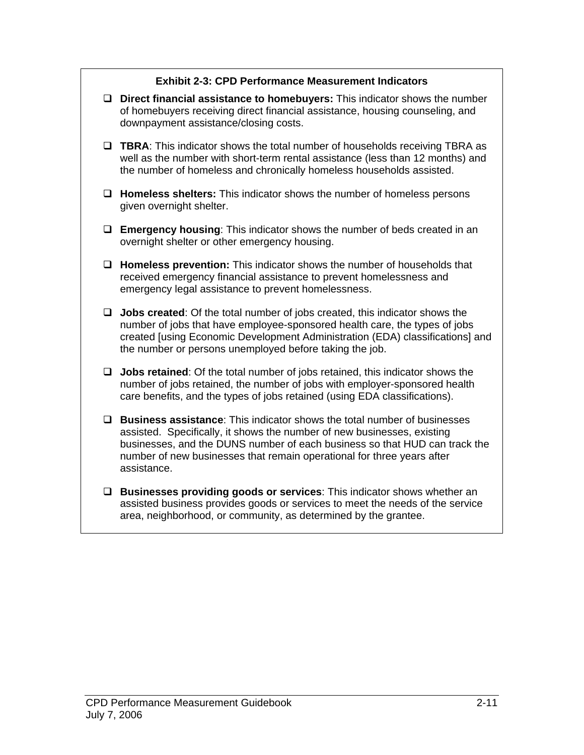**Exhibit 2-3: CPD Performance Measurement Indicators**

- **Direct financial assistance to homebuyers:** This indicator shows the number of homebuyers receiving direct financial assistance, housing counseling, and downpayment assistance/closing costs.
- **TBRA**: This indicator shows the total number of households receiving TBRA as well as the number with short-term rental assistance (less than 12 months) and the number of homeless and chronically homeless households assisted.
- **Homeless shelters:** This indicator shows the number of homeless persons given overnight shelter.
- **Emergency housing**: This indicator shows the number of beds created in an overnight shelter or other emergency housing.
- **Homeless prevention:** This indicator shows the number of households that received emergency financial assistance to prevent homelessness and emergency legal assistance to prevent homelessness.
- **Jobs created**: Of the total number of jobs created, this indicator shows the number of jobs that have employee-sponsored health care, the types of jobs created [using Economic Development Administration (EDA) classifications] and the number or persons unemployed before taking the job.
- **Jobs retained**: Of the total number of jobs retained, this indicator shows the number of jobs retained, the number of jobs with employer-sponsored health care benefits, and the types of jobs retained (using EDA classifications).
- **Business assistance**: This indicator shows the total number of businesses assisted. Specifically, it shows the number of new businesses, existing businesses, and the DUNS number of each business so that HUD can track the number of new businesses that remain operational for three years after assistance.
- **Businesses providing goods or services**: This indicator shows whether an assisted business provides goods or services to meet the needs of the service area, neighborhood, or community, as determined by the grantee.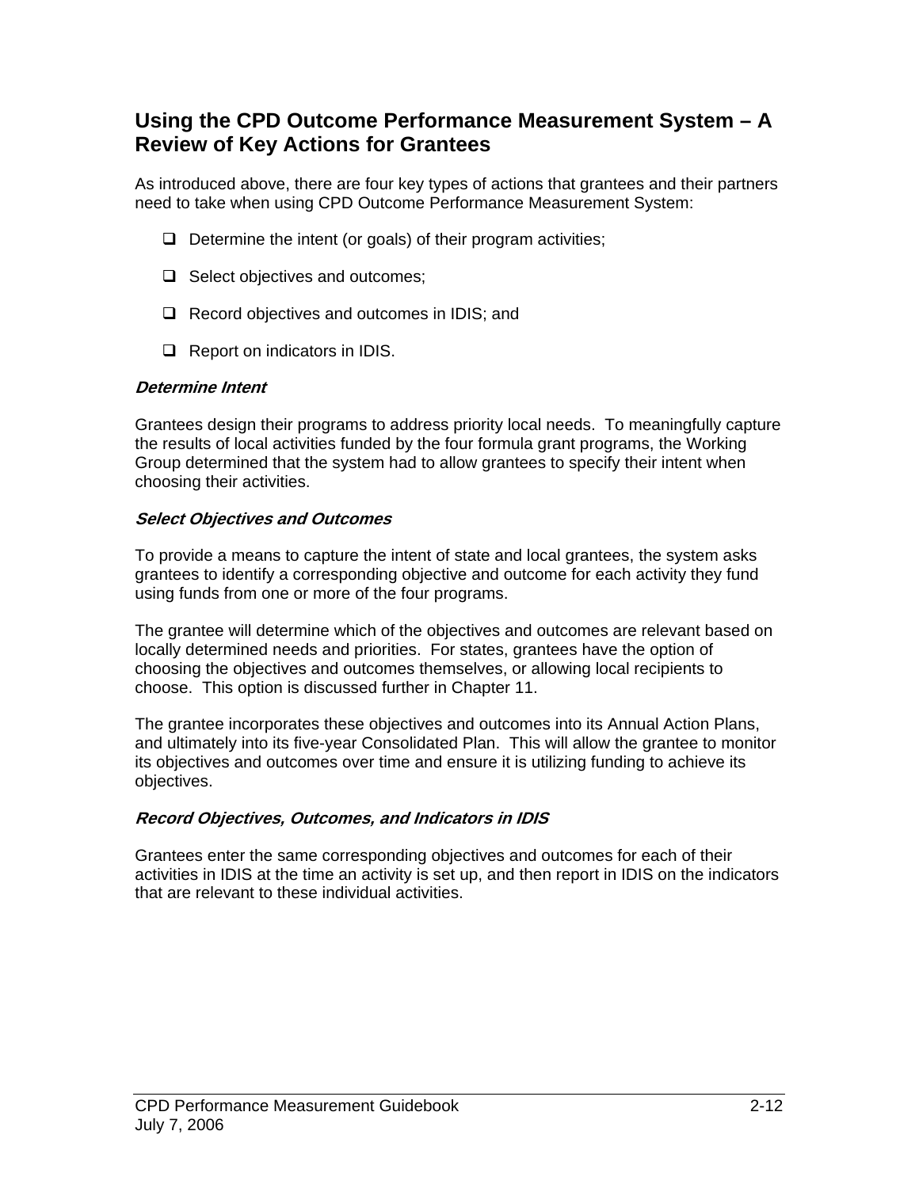## Using the CPD Outcome Performance Measurement System – A Review of Key Actions for Grantees

As introduced above, there are four key types of actions that grantees and their partners need to take when using CPD Outcome Performance Measurement System:

- Determine the intent (or goals) of their program activities;
- Select objectives and outcomes;
- Record objectives and outcomes in IDIS; and
- Report on indicators in IDIS.

### *Determine Intent*

Grantees design their programs to address priority local needs. To meaningfully capture the results of local activities funded by the four formula grant programs, the Working Group determined that the system had to allow grantees to specify their intent when choosing their activities.

### *Select Objectives and Outcomes*

To provide a means to capture the intent of state and local grantees, the system asks grantees to identify a corresponding objective and outcome for each activity they fund using funds from one or more of the four programs.

The grantee will determine which of the objectives and outcomes are relevant based on locally determined needs and priorities. For states, grantees have the option of choosing the objectives and outcomes themselves, or allowing local recipients to choose. This option is discussed further in Chapter 11.

The grantee incorporates these objectives and outcomes into its Annual Action Plans, and ultimately into its five-year Consolidated Plan. This will allow the grantee to monitor its objectives and outcomes over time and ensure it is utilizing funding to achieve its objectives.

### *Record Objectives, Outcomes, and Indicators in IDIS*

Grantees enter the same corresponding objectives and outcomes for each of their activities in IDIS at the time an activity is set up, and then report in IDIS on the indicators that are relevant to these individual activities.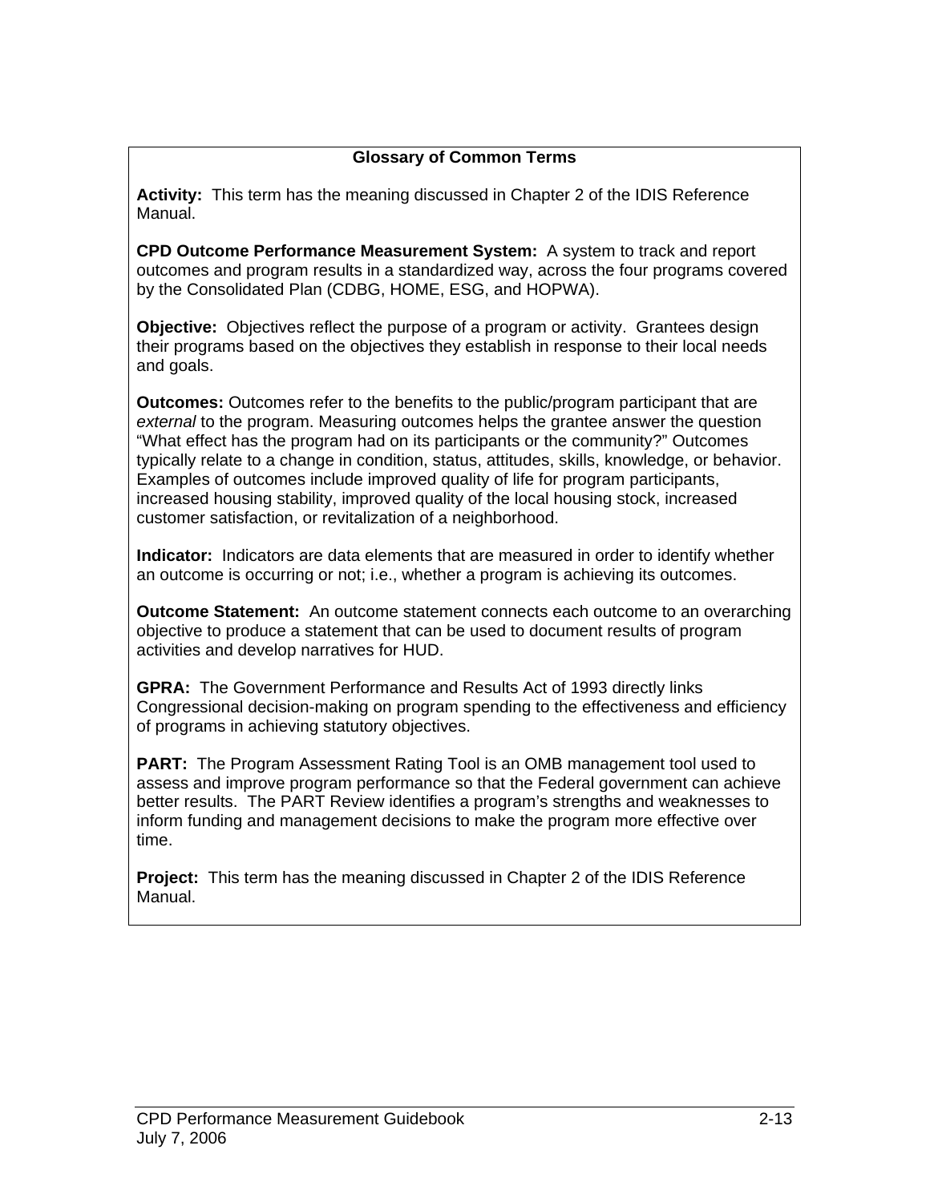## Glossary of Common Terms

**Activity:** This term has the meaning discussed in Chapter 2 of the IDIS Reference Manual.

**CPD Outcome Performance Measurement System:** A system to track and report outcomes and program results in a standardized way, across the four programs covered by the Consolidated Plan (CDBG, HOME, ESG, and HOPWA).

**Objective:** Objectives reflect the purpose of a program or activity. Grantees design their programs based on the objectives they establish in response to their local needs and goals.

**Outcomes:** Outcomes refer to the benefits to the public/program participant that are *external* to the program. Measuring outcomes helps the grantee answer the question "What effect has the program had on its participants or the community?" Outcomes typically relate to a change in condition, status, attitudes, skills, knowledge, or behavior. Examples of outcomes include improved quality of life for program participants, increased housing stability, improved quality of the local housing stock, increased customer satisfaction, or revitalization of a neighborhood.

**Indicator:** Indicators are data elements that are measured in order to identify whether an outcome is occurring or not; i.e., whether a program is achieving its outcomes.

**Outcome Statement:** An outcome statement connects each outcome to an overarching objective to produce a statement that can be used to document results of program activities and develop narratives for HUD.

**GPRA:** The Government Performance and Results Act of 1993 directly links Congressional decision-making on program spending to the effectiveness and efficiency of programs in achieving statutory objectives.

**PART:** The Program Assessment Rating Tool is an OMB management tool used to assess and improve program performance so that the Federal government can achieve better results. The PART Review identifies a program's strengths and weaknesses to inform funding and management decisions to make the program more effective over time.

**Project:** This term has the meaning discussed in Chapter 2 of the IDIS Reference Manual.